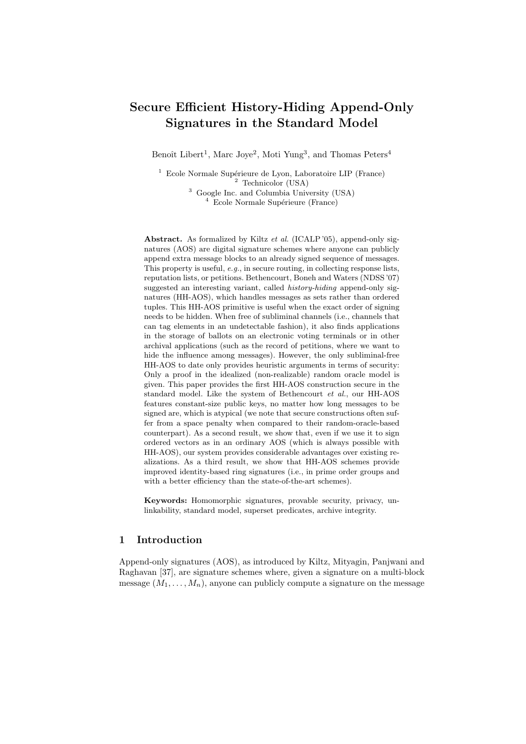# Secure Efficient History-Hiding Append-Only Signatures in the Standard Model

Benoît Libert[1], Marc Joye[2], Moti Yung[3], and Thomas Peters[4]

[1] Ecole Normale Supérieure de Lyon, Laboratoire LIP (France)
[2] Technicolor (USA)
[3] Google Inc. and Columbia University (USA)
[4] Ecole Normale Supérieure (France)

**Abstract.** As formalized by Kiltz *et al.* (ICALP '05), append-only signatures (AOS) are digital signature schemes where anyone can publicly append extra message blocks to an already signed sequence of messages. This property is useful, *e.g.*, in secure routing, in collecting response lists, reputation lists, or petitions. Bethencourt, Boneh and Waters (NDSS '07) suggested an interesting variant, called *history-hiding* append-only signatures (HH-AOS), which handles messages as sets rather than ordered tuples. This HH-AOS primitive is useful when the exact order of signing needs to be hidden. When free of subliminal channels (i.e., channels that can tag elements in an undetectable fashion), it also finds applications in the storage of ballots on an electronic voting terminals or in other archival applications (such as the record of petitions, where we want to hide the influence among messages). However, the only subliminal-free HH-AOS to date only provides heuristic arguments in terms of security: Only a proof in the idealized (non-realizable) random oracle model is given. This paper provides the first HH-AOS construction secure in the standard model. Like the system of Bethencourt *et al.*, our HH-AOS features constant-size public keys, no matter how long messages to be signed are, which is atypical (we note that secure constructions often suffer from a space penalty when compared to their random-oracle-based counterpart). As a second result, we show that, even if we use it to sign ordered vectors as in an ordinary AOS (which is always possible with HH-AOS), our system provides considerable advantages over existing realizations. As a third result, we show that HH-AOS schemes provide improved identity-based ring signatures (i.e., in prime order groups and with a better efficiency than the state-of-the-art schemes).

**Keywords:** Homomorphic signatures, provable security, privacy, unlinkability, standard model, superset predicates, archive integrity.

## 1 Introduction

Append-only signatures (AOS), as introduced by Kiltz, Mityagin, Panjwani and Raghavan [37], are signature schemes where, given a signature on a multi-block message $(M_1, \ldots, M_n)$, anyone can publicly compute a signature on the message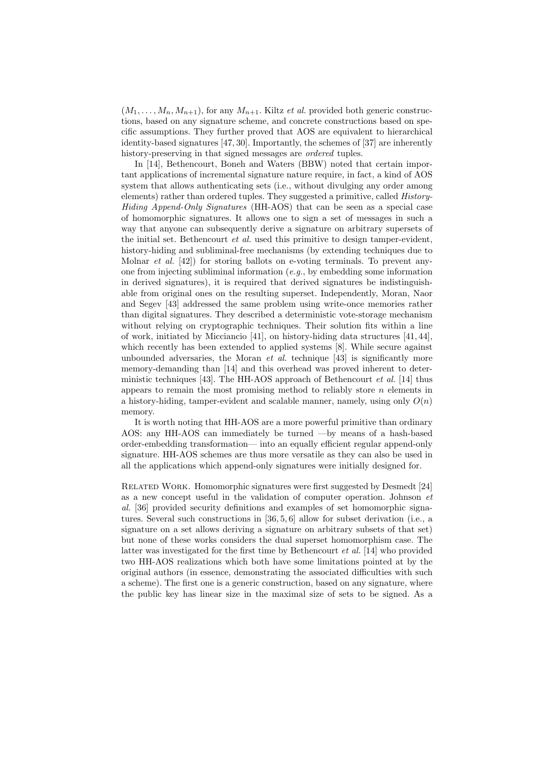$(M_1, \ldots, M_n, M_{n+1})$, for any $M_{n+1}$. Kiltz *et al.* provided both generic constructions, based on any signature scheme, and concrete constructions based on specific assumptions. They further proved that AOS are equivalent to hierarchical identity-based signatures [47, 30]. Importantly, the schemes of [37] are inherently history-preserving in that signed messages are *ordered* tuples.

In [14], Bethencourt, Boneh and Waters (BBW) noted that certain important applications of incremental signature nature require, in fact, a kind of AOS system that allows authenticating sets (i.e., without divulging any order among elements) rather than ordered tuples. They suggested a primitive, called *History-Hiding Append-Only Signatures* (HH-AOS) that can be seen as a special case of homomorphic signatures. It allows one to sign a set of messages in such a way that anyone can subsequently derive a signature on arbitrary supersets of the initial set. Bethencourt *et al.* used this primitive to design tamper-evident, history-hiding and subliminal-free mechanisms (by extending techniques due to Molnar *et al.* [42]) for storing ballots on e-voting terminals. To prevent anyone from injecting subliminal information (*e.g.*, by embedding some information in derived signatures), it is required that derived signatures be indistinguishable from original ones on the resulting superset. Independently, Moran, Naor and Segev [43] addressed the same problem using write-once memories rather than digital signatures. They described a deterministic vote-storage mechanism without relying on cryptographic techniques. Their solution fits within a line of work, initiated by Micciancio [41], on history-hiding data structures [41, 44], which recently has been extended to applied systems [8]. While secure against unbounded adversaries, the Moran *et al.* technique [43] is significantly more memory-demanding than [14] and this overhead was proved inherent to deterministic techniques [43]. The HH-AOS approach of Bethencourt *et al.* [14] thus appears to remain the most promising method to reliably store $n$ elements in a history-hiding, tamper-evident and scalable manner, namely, using only $O(n)$ memory.

It is worth noting that HH-AOS are a more powerful primitive than ordinary AOS: any HH-AOS can immediately be turned —by means of a hash-based order-embedding transformation— into an equally efficient regular append-only signature. HH-AOS schemes are thus more versatile as they can also be used in all the applications which append-only signatures were initially designed for.

Related Work. Homomorphic signatures were first suggested by Desmedt [24] as a new concept useful in the validation of computer operation. Johnson *et al.* [36] provided security definitions and examples of set homomorphic signatures. Several such constructions in [36, 5, 6] allow for subset derivation (i.e., a signature on a set allows deriving a signature on arbitrary subsets of that set) but none of these works considers the dual superset homomorphism case. The latter was investigated for the first time by Bethencourt *et al.* [14] who provided two HH-AOS realizations which both have some limitations pointed at by the original authors (in essence, demonstrating the associated difficulties with such a scheme). The first one is a generic construction, based on any signature, where the public key has linear size in the maximal size of sets to be signed. As a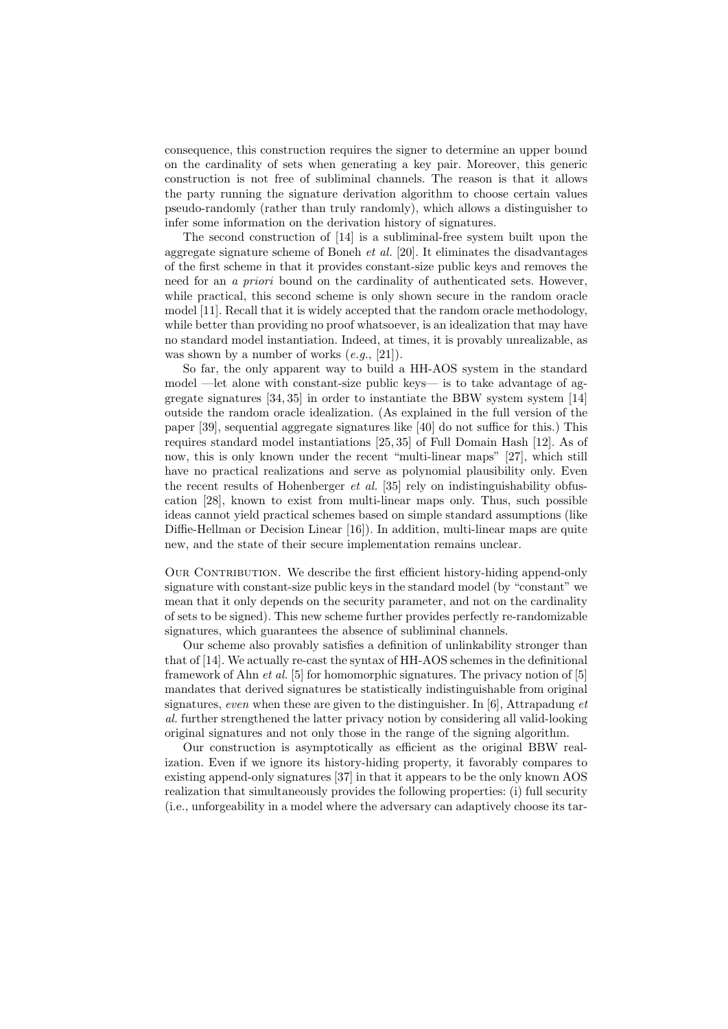consequence, this construction requires the signer to determine an upper bound on the cardinality of sets when generating a key pair. Moreover, this generic construction is not free of subliminal channels. The reason is that it allows the party running the signature derivation algorithm to choose certain values pseudo-randomly (rather than truly randomly), which allows a distinguisher to infer some information on the derivation history of signatures.

The second construction of [14] is a subliminal-free system built upon the aggregate signature scheme of Boneh *et al.* [20]. It eliminates the disadvantages of the first scheme in that it provides constant-size public keys and removes the need for an *a priori* bound on the cardinality of authenticated sets. However, while practical, this second scheme is only shown secure in the random oracle model [11]. Recall that it is widely accepted that the random oracle methodology, while better than providing no proof whatsoever, is an idealization that may have no standard model instantiation. Indeed, at times, it is provably unrealizable, as was shown by a number of works (*e.g.*, [21]).

So far, the only apparent way to build a HH-AOS system in the standard model —let alone with constant-size public keys— is to take advantage of aggregate signatures [34, 35] in order to instantiate the BBW system system [14] outside the random oracle idealization. (As explained in the full version of the paper [39], sequential aggregate signatures like [40] do not suffice for this.) This requires standard model instantiations [25, 35] of Full Domain Hash [12]. As of now, this is only known under the recent "multi-linear maps" [27], which still have no practical realizations and serve as polynomial plausibility only. Even the recent results of Hohenberger *et al.* [35] rely on indistinguishability obfuscation [28], known to exist from multi-linear maps only. Thus, such possible ideas cannot yield practical schemes based on simple standard assumptions (like Diffie-Hellman or Decision Linear [16]). In addition, multi-linear maps are quite new, and the state of their secure implementation remains unclear.

Our Contribution. We describe the first efficient history-hiding append-only signature with constant-size public keys in the standard model (by "constant" we mean that it only depends on the security parameter, and not on the cardinality of sets to be signed). This new scheme further provides perfectly re-randomizable signatures, which guarantees the absence of subliminal channels.

Our scheme also provably satisfies a definition of unlinkability stronger than that of [14]. We actually re-cast the syntax of HH-AOS schemes in the definitional framework of Ahn *et al.* [5] for homomorphic signatures. The privacy notion of [5] mandates that derived signatures be statistically indistinguishable from original signatures, *even* when these are given to the distinguisher. In [6], Attrapadung *et al.* further strengthened the latter privacy notion by considering all valid-looking original signatures and not only those in the range of the signing algorithm.

Our construction is asymptotically as efficient as the original BBW realization. Even if we ignore its history-hiding property, it favorably compares to existing append-only signatures [37] in that it appears to be the only known AOS realization that simultaneously provides the following properties: (i) full security (i.e., unforgeability in a model where the adversary can adaptively choose its tar-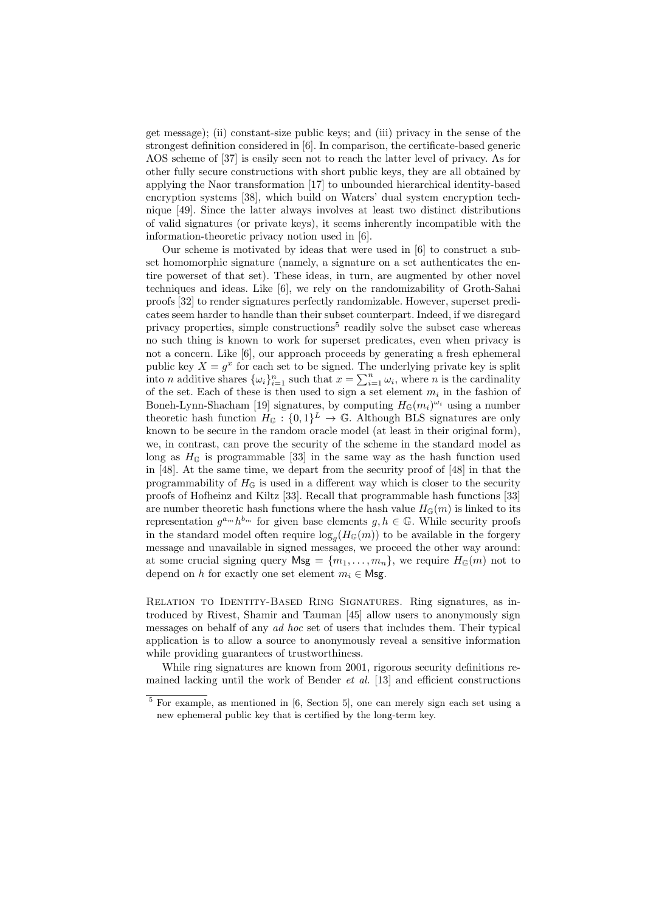get message); (ii) constant-size public keys; and (iii) privacy in the sense of the strongest definition considered in [6]. In comparison, the certificate-based generic AOS scheme of [37] is easily seen not to reach the latter level of privacy. As for other fully secure constructions with short public keys, they are all obtained by applying the Naor transformation [17] to unbounded hierarchical identity-based encryption systems [38], which build on Waters' dual system encryption technique [49]. Since the latter always involves at least two distinct distributions of valid signatures (or private keys), it seems inherently incompatible with the information-theoretic privacy notion used in [6].

Our scheme is motivated by ideas that were used in [6] to construct a subset homomorphic signature (namely, a signature on a set authenticates the entire powerset of that set). These ideas, in turn, are augmented by other novel techniques and ideas. Like [6], we rely on the randomizability of Groth-Sahai proofs [32] to render signatures perfectly randomizable. However, superset predicates seem harder to handle than their subset counterpart. Indeed, if we disregard privacy properties, simple constructions[5] readily solve the subset case whereas no such thing is known to work for superset predicates, even when privacy is not a concern. Like [6], our approach proceeds by generating a fresh ephemeral public key $X = g^x$ for each set to be signed. The underlying private key is split into $n$ additive shares $\{\omega_i\}_{i=1}^n$ such that $x = \sum_{i=1}^n \omega_i$, where $n$ is the cardinality of the set. Each of these is then used to sign a set element $m_i$ in the fashion of Boneh-Lynn-Shacham [19] signatures, by computing $H_{\mathbb{G}}(m_i)^{\omega_i}$ using a number theoretic hash function $H_{\mathbb{G}} : \{0,1\}^L \to \mathbb{G}$. Although BLS signatures are only known to be secure in the random oracle model (at least in their original form), we, in contrast, can prove the security of the scheme in the standard model as long as $H_{\mathbb{G}}$ is programmable [33] in the same way as the hash function used in [48]. At the same time, we depart from the security proof of [48] in that the programmability of $H_{\mathbb{G}}$ is used in a different way which is closer to the security proofs of Hofheinz and Kiltz [33]. Recall that programmable hash functions [33] are number theoretic hash functions where the hash value $H_{\mathbb{G}}(m)$ is linked to its representation $g^{a_m} h^{b_m}$ for given base elements $g, h \in \mathbb{G}$. While security proofs in the standard model often require $\log_g(H_{\mathbb{G}}(m))$ to be available in the forgery message and unavailable in signed messages, we proceed the other way around: at some crucial signing query $\mathsf{Msg} = \{m_1, \ldots, m_n\}$, we require $H_{\mathbb{G}}(m)$ not to depend on $h$ for exactly one set element $m_i \in \mathsf{Msg}$.

Relation to Identity-Based Ring Signatures. Ring signatures, as introduced by Rivest, Shamir and Tauman [45] allow users to anonymously sign messages on behalf of any *ad hoc* set of users that includes them. Their typical application is to allow a source to anonymously reveal a sensitive information while providing guarantees of trustworthiness.

While ring signatures are known from 2001, rigorous security definitions remained lacking until the work of Bender *et al.* [13] and efficient constructions

[5] For example, as mentioned in [6, Section 5], one can merely sign each set using a new ephemeral public key that is certified by the long-term key.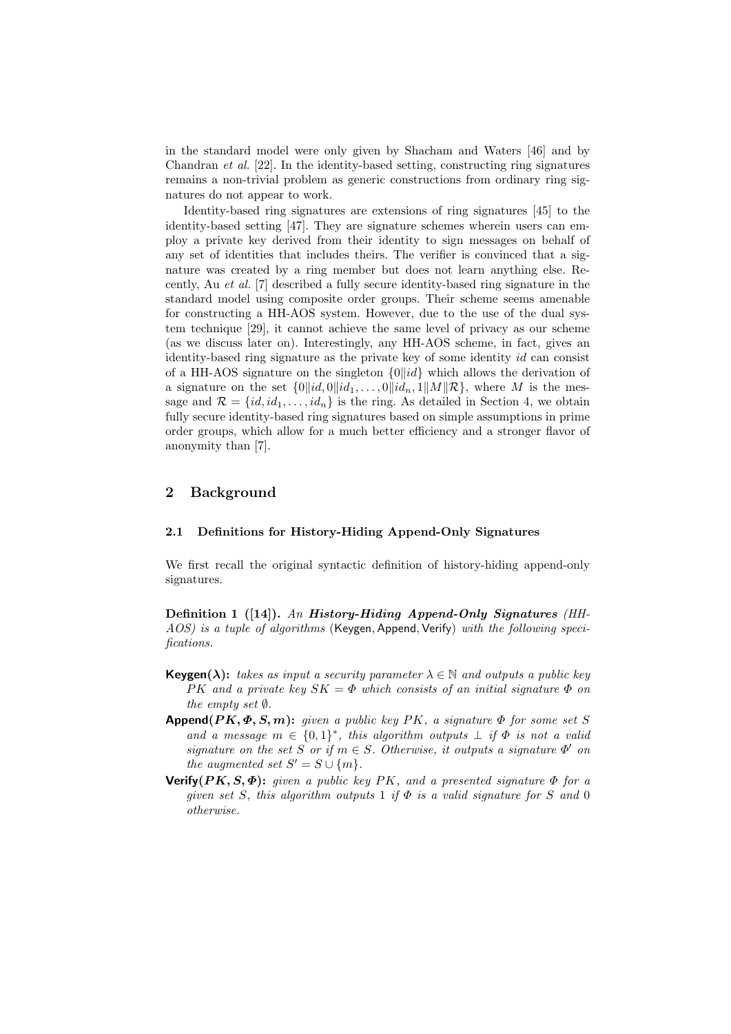in the standard model were only given by Shacham and Waters [46] and by Chandran *et al.* [22]. In the identity-based setting, constructing ring signatures remains a non-trivial problem as generic constructions from ordinary ring signatures do not appear to work.

Identity-based ring signatures are extensions of ring signatures [45] to the identity-based setting [47]. They are signature schemes wherein users can employ a private key derived from their identity to sign messages on behalf of any set of identities that includes theirs. The verifier is convinced that a signature was created by a ring member but does not learn anything else. Recently, Au *et al.* [7] described a fully secure identity-based ring signature in the standard model using composite order groups. Their scheme seems amenable for constructing a HH-AOS system. However, due to the use of the dual system technique [29], it cannot achieve the same level of privacy as our scheme (as we discuss later on). Interestingly, any HH-AOS scheme, in fact, gives an identity-based ring signature as the private key of some identity $id$ can consist of a HH-AOS signature on the singleton $\{0\|id\}$ which allows the derivation of a signature on the set $\{0\|id, 0\|id_1, \ldots, 0\|id_n, 1\|M\|\mathcal{R}\}$, where $M$ is the message and $\mathcal{R} = \{id, id_1, \ldots, id_n\}$ is the ring. As detailed in Section 4, we obtain fully secure identity-based ring signatures based on simple assumptions in prime order groups, which allow for a much better efficiency and a stronger flavor of anonymity than [7].

## 2 Background

### 2.1 Definitions for History-Hiding Append-Only Signatures

We first recall the original syntactic definition of history-hiding append-only signatures.

**Definition 1 ([14]).** *An* ***History-Hiding Append-Only Signatures*** *(HH-AOS) is a tuple of algorithms* (Keygen, Append, Verify) *with the following specifications.*

- **Keygen($\lambda$):** *takes as input a security parameter $\lambda \in \mathbb{N}$ and outputs a public key $PK$ and a private key $SK = \Phi$ which consists of an initial signature $\Phi$ on the empty set $\emptyset$.*
- **Append($PK, \Phi, S, m$):** *given a public key $PK$, a signature $\Phi$ for some set $S$ and a message $m \in \{0,1\}^*$, this algorithm outputs $\perp$ if $\Phi$ is not a valid signature on the set $S$ or if $m \in S$. Otherwise, it outputs a signature $\Phi'$ on the augmented set $S' = S \cup \{m\}$.*
- **Verify($PK, S, \Phi$):** *given a public key $PK$, and a presented signature $\Phi$ for a given set $S$, this algorithm outputs 1 if $\Phi$ is a valid signature for $S$ and 0 otherwise.*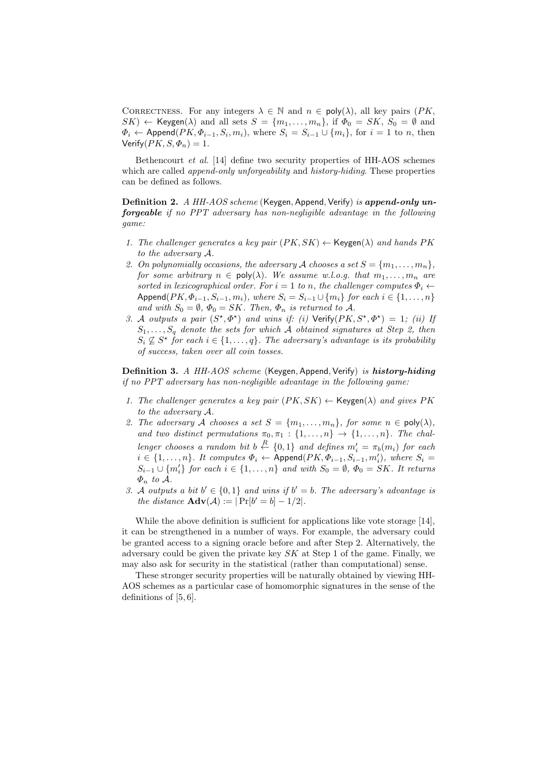CORRECTNESS. For any integers $\lambda \in \mathbb{N}$ and $n \in \mathsf{poly}(\lambda)$, all key pairs $(PK, SK) \leftarrow \mathsf{Keygen}(\lambda)$ and all sets $S = \{m_1, \ldots, m_n\}$, if $\Phi_0 = SK$, $S_0 = \emptyset$ and $\Phi_i \leftarrow \mathsf{Append}(PK, \Phi_{i-1}, S_i, m_i)$, where $S_i = S_{i-1} \cup \{m_i\}$, for $i = 1$ to $n$, then $\mathsf{Verify}(PK, S, \Phi_n) = 1$.

Bethencourt *et al.* [14] define two security properties of HH-AOS schemes which are called *append-only unforgeability* and *history-hiding*. These properties can be defined as follows.

**Definition 2.** *A HH-AOS scheme* (Keygen, Append, Verify) *is **append-only unforgeable** if no PPT adversary has non-negligible advantage in the following game:*

1. *The challenger generates a key pair $(PK, SK) \leftarrow \mathsf{Keygen}(\lambda)$ and hands $PK$ to the adversary $\mathcal{A}$.*
2. *On polynomially occasions, the adversary $\mathcal{A}$ chooses a set $S = \{m_1, \ldots, m_n\}$, for some arbitrary $n \in \mathsf{poly}(\lambda)$. We assume w.l.o.g. that $m_1, \ldots, m_n$ are sorted in lexicographical order. For $i = 1$ to $n$, the challenger computes $\Phi_i \leftarrow \mathsf{Append}(PK, \Phi_{i-1}, S_{i-1}, m_i)$, where $S_i = S_{i-1} \cup \{m_i\}$ for each $i \in \{1, \ldots, n\}$ and with $S_0 = \emptyset$, $\Phi_0 = SK$. Then, $\Phi_n$ is returned to $\mathcal{A}$.*
3. *$\mathcal{A}$ outputs a pair $(S^\star, \Phi^\star)$ and wins if: (i) $\mathsf{Verify}(PK, S^\star, \Phi^\star) = 1$; (ii) If $S_1, \ldots, S_q$ denote the sets for which $\mathcal{A}$ obtained signatures at Step 2, then $S_i \not\subseteq S^\star$ for each $i \in \{1, \ldots, q\}$. The adversary's advantage is its probability of success, taken over all coin tosses.*

**Definition 3.** *A HH-AOS scheme* (Keygen, Append, Verify) *is **history-hiding** if no PPT adversary has non-negligible advantage in the following game:*

1. *The challenger generates a key pair $(PK, SK) \leftarrow \mathsf{Keygen}(\lambda)$ and gives $PK$ to the adversary $\mathcal{A}$.*
2. *The adversary $\mathcal{A}$ chooses a set $S = \{m_1, \ldots, m_n\}$, for some $n \in \mathsf{poly}(\lambda)$, and two distinct permutations $\pi_0, \pi_1 : \{1, \ldots, n\} \to \{1, \ldots, n\}$. The challenger chooses a random bit $b \stackrel{R}{\leftarrow} \{0, 1\}$ and defines $m_i' = \pi_b(m_i)$ for each $i \in \{1, \ldots, n\}$. It computes $\Phi_i \leftarrow \mathsf{Append}(PK, \Phi_{i-1}, S_{i-1}, m_i')$, where $S_i = S_{i-1} \cup \{m_i'\}$ for each $i \in \{1, \ldots, n\}$ and with $S_0 = \emptyset$, $\Phi_0 = SK$. It returns $\Phi_n$ to $\mathcal{A}$.*
3. *$\mathcal{A}$ outputs a bit $b' \in \{0, 1\}$ and wins if $b' = b$. The adversary's advantage is the distance $\mathbf{Adv}(\mathcal{A}) := |\Pr[b' = b] - 1/2|$.*

While the above definition is sufficient for applications like vote storage [14], it can be strengthened in a number of ways. For example, the adversary could be granted access to a signing oracle before and after Step 2. Alternatively, the adversary could be given the private key $SK$ at Step 1 of the game. Finally, we may also ask for security in the statistical (rather than computational) sense.

These stronger security properties will be naturally obtained by viewing HH-AOS schemes as a particular case of homomorphic signatures in the sense of the definitions of [5, 6].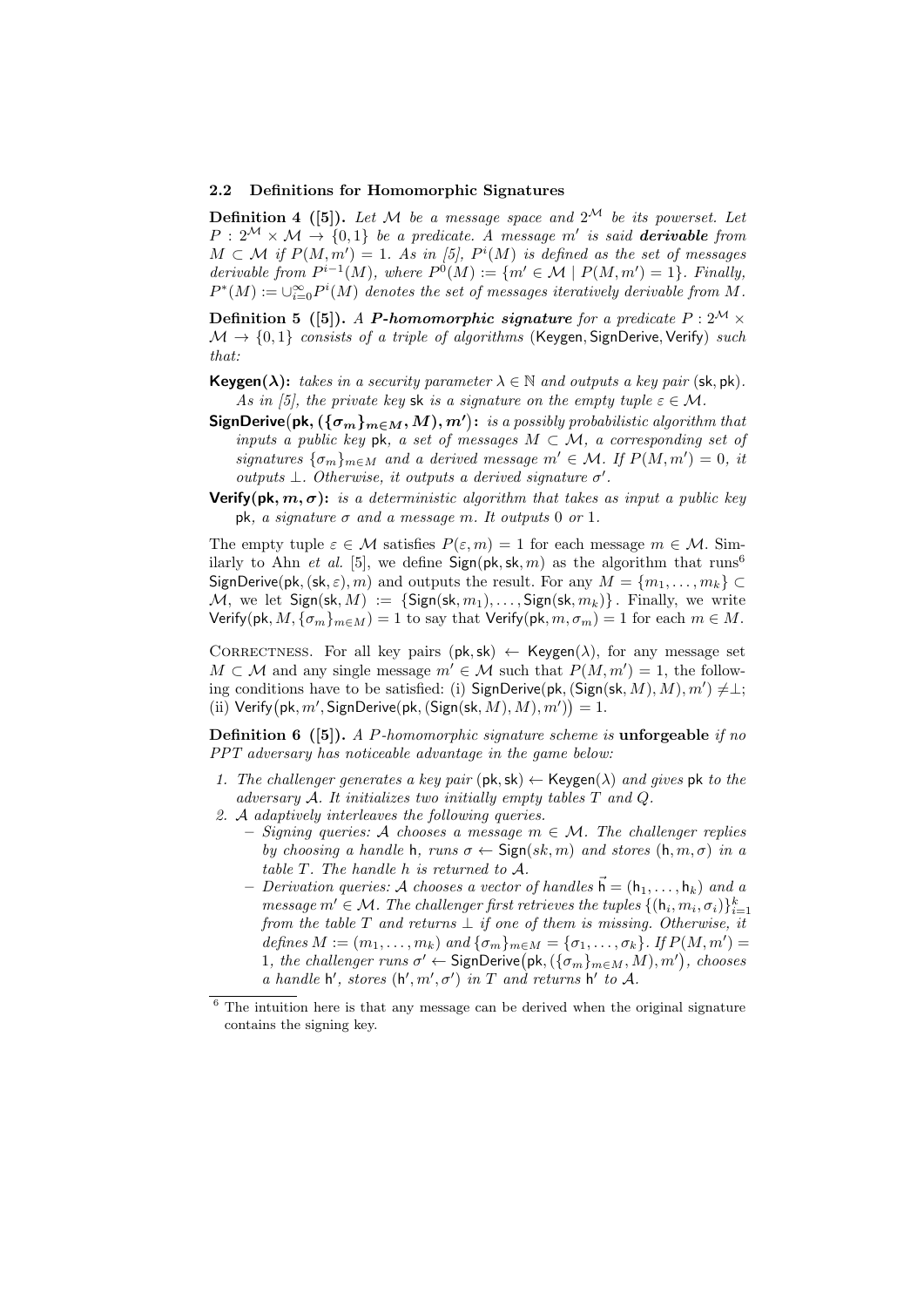### 2.2 Definitions for Homomorphic Signatures

**Definition 4 ([5]).** *Let $\mathcal{M}$ be a message space and $2^{\mathcal{M}}$ be its powerset. Let $P : 2^{\mathcal{M}} \times \mathcal{M} \to \{0, 1\}$ be a predicate. A message $m'$ is said* ***derivable*** *from $M \subset \mathcal{M}$ if $P(M, m') = 1$. As in [5], $P^i(M)$ is defined as the set of messages derivable from $P^{i-1}(M)$, where $P^0(M) := \{m' \in \mathcal{M} \mid P(M, m') = 1\}$. Finally, $P^*(M) := \cup_{i=0}^{\infty} P^i(M)$ denotes the set of messages iteratively derivable from $M$.*

**Definition 5 ([5]).** *A* ***P-homomorphic signature*** *for a predicate $P : 2^{\mathcal{M}} \times \mathcal{M} \to \{0, 1\}$ consists of a triple of algorithms* (Keygen, SignDerive, Verify) *such that:*

- **Keygen($\lambda$):** *takes in a security parameter $\lambda \in \mathbb{N}$ and outputs a key pair* (sk, pk)*. As in [5], the private key* sk *is a signature on the empty tuple $\varepsilon \in \mathcal{M}$.*
- **SignDerive(pk, $(\{\sigma_m\}_{m \in M}, M), m'$):** *is a possibly probabilistic algorithm that inputs a public key* pk*, a set of messages $M \subset \mathcal{M}$, a corresponding set of signatures $\{\sigma_m\}_{m \in M}$ and a derived message $m' \in \mathcal{M}$. If $P(M, m') = 0$, it outputs $\perp$. Otherwise, it outputs a derived signature $\sigma'$.*
- **Verify(pk, $m, \sigma$):** *is a deterministic algorithm that takes as input a public key* pk*, a signature $\sigma$ and a message $m$. It outputs 0 or 1.*

The empty tuple $\varepsilon \in \mathcal{M}$ satisfies $P(\varepsilon, m) = 1$ for each message $m \in \mathcal{M}$. Similarly to Ahn *et al.* [5], we define $\mathsf{Sign}(\mathsf{pk}, \mathsf{sk}, m)$ as the algorithm that runs[6] $\mathsf{SignDerive}(\mathsf{pk}, (\mathsf{sk}, \varepsilon), m)$ and outputs the result. For any $M = \{m_1, \ldots, m_k\} \subset \mathcal{M}$, we let $\mathsf{Sign}(\mathsf{sk}, M) := \{\mathsf{Sign}(\mathsf{sk}, m_1), \ldots, \mathsf{Sign}(\mathsf{sk}, m_k)\}$. Finally, we write $\mathsf{Verify}(\mathsf{pk}, M, \{\sigma_m\}_{m \in M}) = 1$ to say that $\mathsf{Verify}(\mathsf{pk}, m, \sigma_m) = 1$ for each $m \in M$.

Correctness. For all key pairs $(\mathsf{pk}, \mathsf{sk}) \leftarrow \mathsf{Keygen}(\lambda)$, for any message set $M \subset \mathcal{M}$ and any single message $m' \in \mathcal{M}$ such that $P(M, m') = 1$, the following conditions have to be satisfied: (i) $\mathsf{SignDerive}(\mathsf{pk}, (\mathsf{Sign}(\mathsf{sk}, M), M), m') \neq \perp$; (ii) $\mathsf{Verify}\big(\mathsf{pk}, m', \mathsf{SignDerive}(\mathsf{pk}, (\mathsf{Sign}(\mathsf{sk}, M), M), m')\big) = 1$.

**Definition 6 ([5]).** *A $P$-homomorphic signature scheme is* **unforgeable** *if no PPT adversary has noticeable advantage in the game below:*

1. *The challenger generates a key pair $(\mathsf{pk}, \mathsf{sk}) \leftarrow \mathsf{Keygen}(\lambda)$ and gives* pk *to the adversary $\mathcal{A}$. It initializes two initially empty tables $T$ and $Q$.*
2. *$\mathcal{A}$ adaptively interleaves the following queries.*
   - *Signing queries: $\mathcal{A}$ chooses a message $m \in \mathcal{M}$. The challenger replies by choosing a handle* h*, runs $\sigma \leftarrow \mathsf{Sign}(sk, m)$ and stores $(\mathsf{h}, m, \sigma)$ in a table $T$. The handle $h$ is returned to $\mathcal{A}$.*
   - *Derivation queries: $\mathcal{A}$ chooses a vector of handles $\vec{\mathsf{h}} = (\mathsf{h}_1, \ldots, \mathsf{h}_k)$ and a message $m' \in \mathcal{M}$. The challenger first retrieves the tuples $\{(\mathsf{h}_i, m_i, \sigma_i)\}_{i=1}^k$ from the table $T$ and returns $\perp$ if one of them is missing. Otherwise, it defines $M := (m_1, \ldots, m_k)$ and $\{\sigma_m\}_{m \in M} = \{\sigma_1, \ldots, \sigma_k\}$. If $P(M, m') = 1$, the challenger runs $\sigma' \leftarrow \mathsf{SignDerive}\big(\mathsf{pk}, (\{\sigma_m\}_{m \in M}, M), m'\big)$, chooses a handle $\mathsf{h}'$, stores $(\mathsf{h}', m', \sigma')$ in $T$ and returns $\mathsf{h}'$ to $\mathcal{A}$.*

[6] The intuition here is that any message can be derived when the original signature contains the signing key.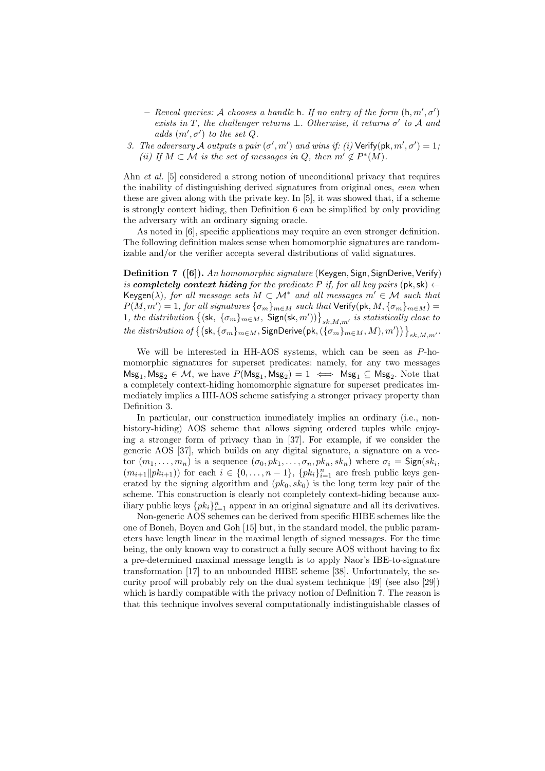- *Reveal queries: $\mathcal{A}$ chooses a handle $\mathsf{h}$. If no entry of the form $(\mathsf{h}, m', \sigma')$ exists in $T$, the challenger returns $\perp$. Otherwise, it returns $\sigma'$ to $\mathcal{A}$ and adds $(m', \sigma')$ to the set $Q$.*

3. *The adversary $\mathcal{A}$ outputs a pair $(\sigma', m')$ and wins if: (i) $\mathsf{Verify}(\mathsf{pk}, m', \sigma') = 1$; (ii) If $M \subset \mathcal{M}$ is the set of messages in $Q$, then $m' \notin P^*(M)$.*

Ahn *et al.* [5] considered a strong notion of unconditional privacy that requires the inability of distinguishing derived signatures from original ones, *even* when these are given along with the private key. In [5], it was showed that, if a scheme is strongly context hiding, then Definition 6 can be simplified by only providing the adversary with an ordinary signing oracle.

As noted in [6], specific applications may require an even stronger definition. The following definition makes sense when homomorphic signatures are randomizable and/or the verifier accepts several distributions of valid signatures.

**Definition 7 ([6]).** *An homomorphic signature* $(\mathsf{Keygen}, \mathsf{Sign}, \mathsf{SignDerive}, \mathsf{Verify})$ *is **completely context hiding** for the predicate $P$ if, for all key pairs $(\mathsf{pk}, \mathsf{sk}) \leftarrow \mathsf{Keygen}(\lambda)$, for all message sets $M \subset \mathcal{M}^*$ and all messages $m' \in \mathcal{M}$ such that $P(M, m') = 1$, for all signatures $\{\sigma_m\}_{m \in M}$ such that $\mathsf{Verify}(\mathsf{pk}, M, \{\sigma_m\}_{m \in M}) = 1$, the distribution $\big\{(\mathsf{sk},\ \{\sigma_m\}_{m\in M},\ \mathsf{Sign}(\mathsf{sk}, m'))\big\}_{sk,M,m'}$ is statistically close to the distribution of $\big\{\big(\mathsf{sk}, \{\sigma_m\}_{m\in M}, \mathsf{SignDerive}\big(\mathsf{pk}, (\{\sigma_m\}_{m\in M}, M), m'\big)\big)\big\}_{sk,M,m'}$.*

We will be interested in HH-AOS systems, which can be seen as $P$-homomorphic signatures for superset predicates: namely, for any two messages $\mathsf{Msg}_1, \mathsf{Msg}_2 \in \mathcal{M}$, we have $P(\mathsf{Msg}_1, \mathsf{Msg}_2) = 1 \iff \mathsf{Msg}_1 \subseteq \mathsf{Msg}_2$. Note that a completely context-hiding homomorphic signature for superset predicates immediately implies a HH-AOS scheme satisfying a stronger privacy property than Definition 3.

In particular, our construction immediately implies an ordinary (i.e., non-history-hiding) AOS scheme that allows signing ordered tuples while enjoying a stronger form of privacy than in [37]. For example, if we consider the generic AOS [37], which builds on any digital signature, a signature on a vector $(m_1, \ldots, m_n)$ is a sequence $(\sigma_0, pk_1, \ldots, \sigma_n, pk_n, sk_n)$ where $\sigma_i = \mathsf{Sign}(sk_i, (m_{i+1} \| pk_{i+1}))$ for each $i \in \{0, \ldots, n-1\}$, $\{pk_i\}_{i=1}^n$ are fresh public keys generated by the signing algorithm and $(pk_0, sk_0)$ is the long term key pair of the scheme. This construction is clearly not completely context-hiding because auxiliary public keys $\{pk_i\}_{i=1}^n$ appear in an original signature and all its derivatives.

Non-generic AOS schemes can be derived from specific HIBE schemes like the one of Boneh, Boyen and Goh [15] but, in the standard model, the public parameters have length linear in the maximal length of signed messages. For the time being, the only known way to construct a fully secure AOS without having to fix a pre-determined maximal message length is to apply Naor's IBE-to-signature transformation [17] to an unbounded HIBE scheme [38]. Unfortunately, the security proof will probably rely on the dual system technique [49] (see also [29]) which is hardly compatible with the privacy notion of Definition 7. The reason is that this technique involves several computationally indistinguishable classes of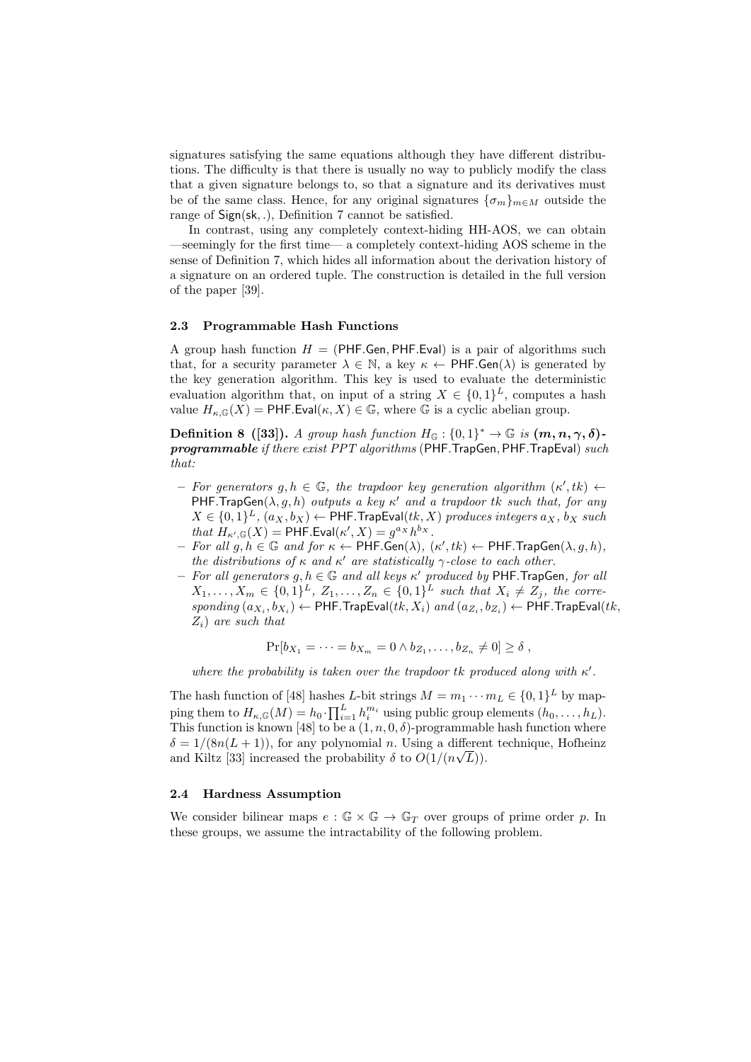signatures satisfying the same equations although they have different distributions. The difficulty is that there is usually no way to publicly modify the class that a given signature belongs to, so that a signature and its derivatives must be of the same class. Hence, for any original signatures $\{\sigma_m\}_{m \in M}$ outside the range of $\mathsf{Sign}(\mathsf{sk}, .)$, Definition 7 cannot be satisfied.

In contrast, using any completely context-hiding HH-AOS, we can obtain —seemingly for the first time— a completely context-hiding AOS scheme in the sense of Definition 7, which hides all information about the derivation history of a signature on an ordered tuple. The construction is detailed in the full version of the paper [39].

### 2.3 Programmable Hash Functions

A group hash function $H = (\mathsf{PHF.Gen}, \mathsf{PHF.Eval})$ is a pair of algorithms such that, for a security parameter $\lambda \in \mathbb{N}$, a key $\kappa \leftarrow \mathsf{PHF.Gen}(\lambda)$ is generated by the key generation algorithm. This key is used to evaluate the deterministic evaluation algorithm that, on input of a string $X \in \{0,1\}^L$, computes a hash value $H_{\kappa,\mathbb{G}}(X) = \mathsf{PHF.Eval}(\kappa, X) \in \mathbb{G}$, where $\mathbb{G}$ is a cyclic abelian group.

**Definition 8 ([33]).** *A group hash function $H_{\mathbb{G}} : \{0,1\}^* \to \mathbb{G}$ is* ***$(m, n, \gamma, \delta)$-programmable*** *if there exist PPT algorithms* $(\mathsf{PHF.TrapGen}, \mathsf{PHF.TrapEval})$ *such that:*

- *For generators $g, h \in \mathbb{G}$, the trapdoor key generation algorithm $(\kappa', tk) \leftarrow \mathsf{PHF.TrapGen}(\lambda, g, h)$ outputs a key $\kappa'$ and a trapdoor $tk$ such that, for any $X \in \{0,1\}^L$, $(a_X, b_X) \leftarrow \mathsf{PHF.TrapEval}(tk, X)$ produces integers $a_X$, $b_X$ such that $H_{\kappa',\mathbb{G}}(X) = \mathsf{PHF.Eval}(\kappa', X) = g^{a_X} h^{b_X}$.*
- *For all $g, h \in \mathbb{G}$ and for $\kappa \leftarrow \mathsf{PHF.Gen}(\lambda)$, $(\kappa', tk) \leftarrow \mathsf{PHF.TrapGen}(\lambda, g, h)$, the distributions of $\kappa$ and $\kappa'$ are statistically $\gamma$-close to each other.*
- *For all generators $g, h \in \mathbb{G}$ and all keys $\kappa'$ produced by $\mathsf{PHF.TrapGen}$, for all $X_1, \ldots, X_m \in \{0,1\}^L$, $Z_1, \ldots, Z_n \in \{0,1\}^L$ such that $X_i \neq Z_j$, the corresponding $(a_{X_i}, b_{X_i}) \leftarrow \mathsf{PHF.TrapEval}(tk, X_i)$ and $(a_{Z_i}, b_{Z_i}) \leftarrow \mathsf{PHF.TrapEval}(tk, Z_i)$ are such that*

$$\Pr[b_{X_1} = \cdots = b_{X_m} = 0 \wedge b_{Z_1}, \ldots, b_{Z_n} \neq 0] \geq \delta \ ,$$

*where the probability is taken over the trapdoor $tk$ produced along with $\kappa'$.*

The hash function of [48] hashes $L$-bit strings $M = m_1 \cdots m_L \in \{0,1\}^L$ by mapping them to $H_{\kappa,\mathbb{G}}(M) = h_0 \cdot \prod_{i=1}^{L} h_i^{m_i}$ using public group elements $(h_0, \ldots, h_L)$. This function is known [48] to be a $(1, n, 0, \delta)$-programmable hash function where $\delta = 1/(8n(L+1))$, for any polynomial $n$. Using a different technique, Hofheinz and Kiltz [33] increased the probability $\delta$ to $O(1/(n\sqrt{L}))$.

### 2.4 Hardness Assumption

We consider bilinear maps $e : \mathbb{G} \times \mathbb{G} \to \mathbb{G}_T$ over groups of prime order $p$. In these groups, we assume the intractability of the following problem.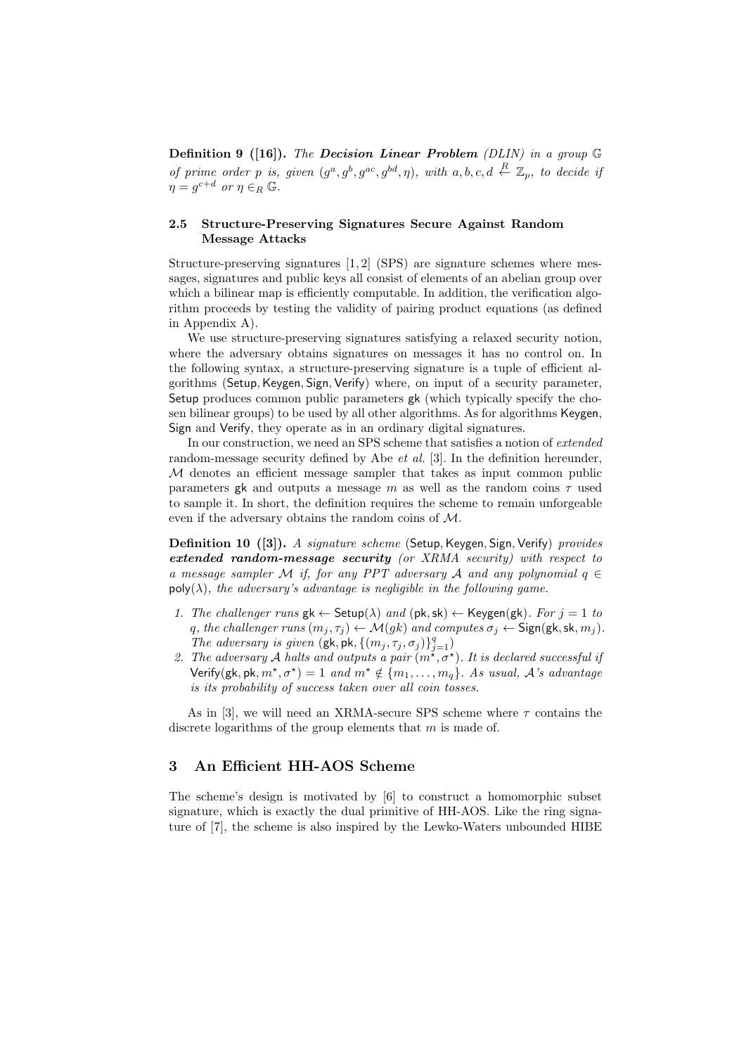**Definition 9 ([16]).** *The **Decision Linear Problem** (DLIN) in a group $\mathbb{G}$ of prime order $p$ is, given $(g^a, g^b, g^{ac}, g^{bd}, \eta)$, with $a, b, c, d \stackrel{R}{\leftarrow} \mathbb{Z}_p$, to decide if $\eta = g^{c+d}$ or $\eta \in_R \mathbb{G}$.*

### 2.5 Structure-Preserving Signatures Secure Against Random Message Attacks

Structure-preserving signatures [1,2] (SPS) are signature schemes where messages, signatures and public keys all consist of elements of an abelian group over which a bilinear map is efficiently computable. In addition, the verification algorithm proceeds by testing the validity of pairing product equations (as defined in Appendix A).

We use structure-preserving signatures satisfying a relaxed security notion, where the adversary obtains signatures on messages it has no control on. In the following syntax, a structure-preserving signature is a tuple of efficient algorithms (Setup, Keygen, Sign, Verify) where, on input of a security parameter, Setup produces common public parameters gk (which typically specify the chosen bilinear groups) to be used by all other algorithms. As for algorithms Keygen, Sign and Verify, they operate as in an ordinary digital signatures.

In our construction, we need an SPS scheme that satisfies a notion of *extended* random-message security defined by Abe *et al.* [3]. In the definition hereunder, $\mathcal{M}$ denotes an efficient message sampler that takes as input common public parameters gk and outputs a message $m$ as well as the random coins $\tau$ used to sample it. In short, the definition requires the scheme to remain unforgeable even if the adversary obtains the random coins of $\mathcal{M}$.

**Definition 10 ([3]).** *A signature scheme* (Setup, Keygen, Sign, Verify) *provides **extended random-message security** (or XRMA security) with respect to a message sampler $\mathcal{M}$ if, for any PPT adversary $\mathcal{A}$ and any polynomial $q \in \mathsf{poly}(\lambda)$, the adversary's advantage is negligible in the following game.*

1. *The challenger runs* $\mathsf{gk} \leftarrow \mathsf{Setup}(\lambda)$ *and* $(\mathsf{pk}, \mathsf{sk}) \leftarrow \mathsf{Keygen}(\mathsf{gk})$. *For $j = 1$ to $q$, the challenger runs $(m_j, \tau_j) \leftarrow \mathcal{M}(gk)$ and computes $\sigma_j \leftarrow \mathsf{Sign}(\mathsf{gk}, \mathsf{sk}, m_j)$. The adversary is given $(\mathsf{gk}, \mathsf{pk}, \{(m_j, \tau_j, \sigma_j)\}_{j=1}^{q})$*
2. *The adversary $\mathcal{A}$ halts and outputs a pair $(m^\star, \sigma^\star)$. It is declared successful if $\mathsf{Verify}(\mathsf{gk}, \mathsf{pk}, m^\star, \sigma^\star) = 1$ and $m^\star \notin \{m_1, \ldots, m_q\}$. As usual, $\mathcal{A}$'s advantage is its probability of success taken over all coin tosses.*

As in [3], we will need an XRMA-secure SPS scheme where $\tau$ contains the discrete logarithms of the group elements that $m$ is made of.

## 3 An Efficient HH-AOS Scheme

The scheme's design is motivated by [6] to construct a homomorphic subset signature, which is exactly the dual primitive of HH-AOS. Like the ring signature of [7], the scheme is also inspired by the Lewko-Waters unbounded HIBE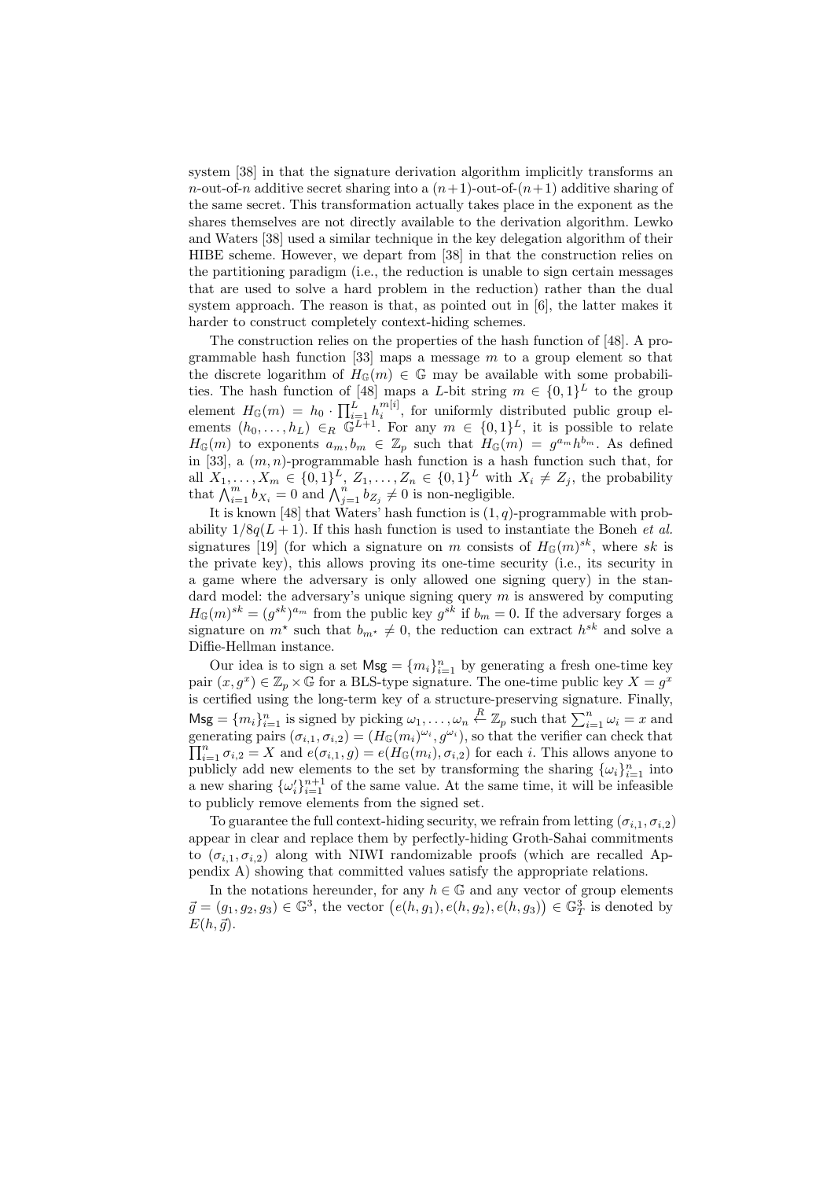system [38] in that the signature derivation algorithm implicitly transforms an $n$-out-of-$n$ additive secret sharing into a $(n+1)$-out-of-$(n+1)$ additive sharing of the same secret. This transformation actually takes place in the exponent as the shares themselves are not directly available to the derivation algorithm. Lewko and Waters [38] used a similar technique in the key delegation algorithm of their HIBE scheme. However, we depart from [38] in that the construction relies on the partitioning paradigm (i.e., the reduction is unable to sign certain messages that are used to solve a hard problem in the reduction) rather than the dual system approach. The reason is that, as pointed out in [6], the latter makes it harder to construct completely context-hiding schemes.

The construction relies on the properties of the hash function of [48]. A programmable hash function [33] maps a message $m$ to a group element so that the discrete logarithm of $H_{\mathbb{G}}(m) \in \mathbb{G}$ may be available with some probabilities. The hash function of [48] maps a $L$-bit string $m \in \{0,1\}^L$ to the group element $H_{\mathbb{G}}(m) = h_0 \cdot \prod_{i=1}^{L} h_i^{m[i]}$, for uniformly distributed public group elements $(h_0, \ldots, h_L) \in_R \mathbb{G}^{L+1}$. For any $m \in \{0,1\}^L$, it is possible to relate $H_{\mathbb{G}}(m)$ to exponents $a_m, b_m \in \mathbb{Z}_p$ such that $H_{\mathbb{G}}(m) = g^{a_m} h^{b_m}$. As defined in [33], a $(m,n)$-programmable hash function is a hash function such that, for all $X_1, \ldots, X_m \in \{0,1\}^L$, $Z_1, \ldots, Z_n \in \{0,1\}^L$ with $X_i \neq Z_j$, the probability that $\bigwedge_{i=1}^{m} b_{X_i} = 0$ and $\bigwedge_{j=1}^{n} b_{Z_j} \neq 0$ is non-negligible.

It is known [48] that Waters' hash function is $(1,q)$-programmable with probability $1/8q(L+1)$. If this hash function is used to instantiate the Boneh *et al.* signatures [19] (for which a signature on $m$ consists of $H_{\mathbb{G}}(m)^{sk}$, where $sk$ is the private key), this allows proving its one-time security (i.e., its security in a game where the adversary is only allowed one signing query) in the standard model: the adversary's unique signing query $m$ is answered by computing $H_{\mathbb{G}}(m)^{sk} = (g^{sk})^{a_m}$ from the public key $g^{sk}$ if $b_m = 0$. If the adversary forges a signature on $m^\star$ such that $b_{m^\star} \neq 0$, the reduction can extract $h^{sk}$ and solve a Diffie-Hellman instance.

Our idea is to sign a set $\mathsf{Msg} = \{m_i\}_{i=1}^n$ by generating a fresh one-time key pair $(x, g^x) \in \mathbb{Z}_p \times \mathbb{G}$ for a BLS-type signature. The one-time public key $X = g^x$ is certified using the long-term key of a structure-preserving signature. Finally, $\mathsf{Msg} = \{m_i\}_{i=1}^n$ is signed by picking $\omega_1, \ldots, \omega_n \overset{R}{\leftarrow} \mathbb{Z}_p$ such that $\sum_{i=1}^n \omega_i = x$ and generating pairs $(\sigma_{i,1}, \sigma_{i,2}) = (H_{\mathbb{G}}(m_i)^{\omega_i}, g^{\omega_i})$, so that the verifier can check that $\prod_{i=1}^n \sigma_{i,2} = X$ and $e(\sigma_{i,1}, g) = e(H_{\mathbb{G}}(m_i), \sigma_{i,2})$ for each $i$. This allows anyone to publicly add new elements to the set by transforming the sharing $\{\omega_i\}_{i=1}^n$ into a new sharing $\{\omega_i'\}_{i=1}^{n+1}$ of the same value. At the same time, it will be infeasible to publicly remove elements from the signed set.

To guarantee the full context-hiding security, we refrain from letting $(\sigma_{i,1}, \sigma_{i,2})$ appear in clear and replace them by perfectly-hiding Groth-Sahai commitments to $(\sigma_{i,1}, \sigma_{i,2})$ along with NIWI randomizable proofs (which are recalled Appendix A) showing that committed values satisfy the appropriate relations.

In the notations hereunder, for any $h \in \mathbb{G}$ and any vector of group elements $\vec{g} = (g_1, g_2, g_3) \in \mathbb{G}^3$, the vector $\big(e(h, g_1), e(h, g_2), e(h, g_3)\big) \in \mathbb{G}_T^3$ is denoted by $E(h, \vec{g})$.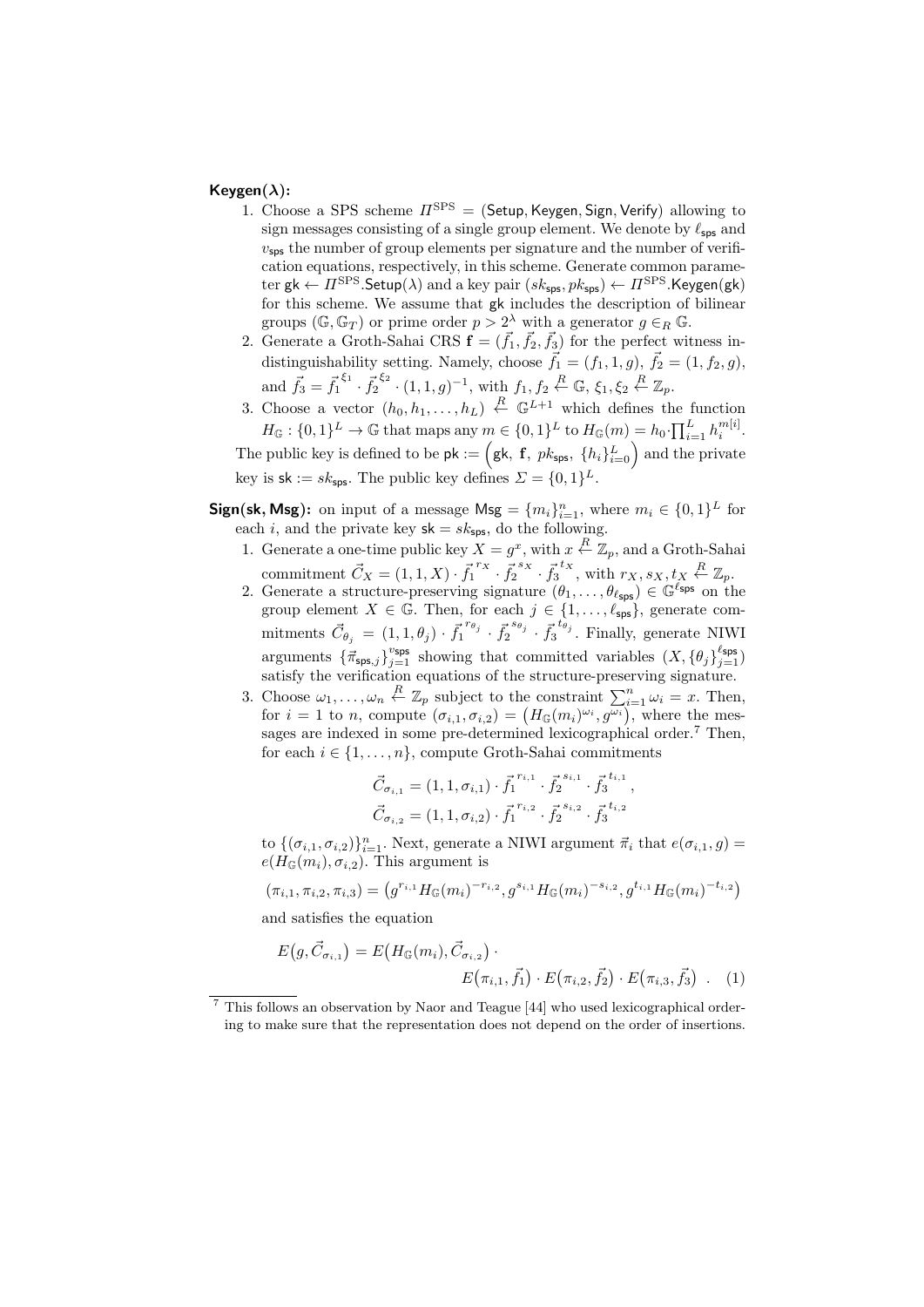**Keygen($\lambda$):**

1. Choose a SPS scheme $\Pi^{\mathrm{SPS}} = (\mathsf{Setup}, \mathsf{Keygen}, \mathsf{Sign}, \mathsf{Verify})$ allowing to sign messages consisting of a single group element. We denote by $\ell_{\mathsf{sps}}$ and $v_{\mathsf{sps}}$ the number of group elements per signature and the number of verification equations, respectively, in this scheme. Generate common parameter $\mathsf{gk} \leftarrow \Pi^{\mathrm{SPS}}.\mathsf{Setup}(\lambda)$ and a key pair $(sk_{\mathsf{sps}}, pk_{\mathsf{sps}}) \leftarrow \Pi^{\mathrm{SPS}}.\mathsf{Keygen}(\mathsf{gk})$ for this scheme. We assume that $\mathsf{gk}$ includes the description of bilinear groups $(\mathbb{G}, \mathbb{G}_T)$ or prime order $p > 2^{\lambda}$ with a generator $g \in_R \mathbb{G}$.
2. Generate a Groth-Sahai CRS $\mathbf{f} = (\vec{f}_1, \vec{f}_2, \vec{f}_3)$ for the perfect witness indistinguishability setting. Namely, choose $\vec{f}_1 = (f_1, 1, g)$, $\vec{f}_2 = (1, f_2, g)$, and $\vec{f}_3 = \vec{f}_1^{\,\xi_1} \cdot \vec{f}_2^{\,\xi_2} \cdot (1, 1, g)^{-1}$, with $f_1, f_2 \xleftarrow{R} \mathbb{G}$, $\xi_1, \xi_2 \xleftarrow{R} \mathbb{Z}_p$.
3. Choose a vector $(h_0, h_1, \ldots, h_L) \xleftarrow{R} \mathbb{G}^{L+1}$ which defines the function $H_{\mathbb{G}} : \{0,1\}^L \to \mathbb{G}$ that maps any $m \in \{0,1\}^L$ to $H_{\mathbb{G}}(m) = h_0 \cdot \prod_{i=1}^{L} h_i^{m[i]}$.

The public key is defined to be $\mathsf{pk} := \left(\mathsf{gk},\ \mathbf{f},\ pk_{\mathsf{sps}},\ \{h_i\}_{i=0}^{L}\right)$ and the private key is $\mathsf{sk} := sk_{\mathsf{sps}}$. The public key defines $\Sigma = \{0,1\}^L$.

**Sign(sk, Msg):** on input of a message $\mathsf{Msg} = \{m_i\}_{i=1}^{n}$, where $m_i \in \{0,1\}^L$ for each $i$, and the private key $\mathsf{sk} = sk_{\mathsf{sps}}$, do the following.

1. Generate a one-time public key $X = g^x$, with $x \xleftarrow{R} \mathbb{Z}_p$, and a Groth-Sahai commitment $\vec{C}_X = (1, 1, X) \cdot \vec{f}_1^{\,r_X} \cdot \vec{f}_2^{\,s_X} \cdot \vec{f}_3^{\,t_X}$, with $r_X, s_X, t_X \xleftarrow{R} \mathbb{Z}_p$.
2. Generate a structure-preserving signature $(\theta_1, \ldots, \theta_{\ell_{\mathsf{sps}}}) \in \mathbb{G}^{\ell_{\mathsf{sps}}}$ on the group element $X \in \mathbb{G}$. Then, for each $j \in \{1, \ldots, \ell_{\mathsf{sps}}\}$, generate commitments $\vec{C}_{\theta_j} = (1, 1, \theta_j) \cdot \vec{f}_1^{\,r_{\theta_j}} \cdot \vec{f}_2^{\,s_{\theta_j}} \cdot \vec{f}_3^{\,t_{\theta_j}}$. Finally, generate NIWI arguments $\{\vec{\pi}_{\mathsf{sps},j}\}_{j=1}^{v_{\mathsf{sps}}}$ showing that committed variables $(X, \{\theta_j\}_{j=1}^{\ell_{\mathsf{sps}}})$ satisfy the verification equations of the structure-preserving signature.
3. Choose $\omega_1, \ldots, \omega_n \xleftarrow{R} \mathbb{Z}_p$ subject to the constraint $\sum_{i=1}^{n} \omega_i = x$. Then, for $i = 1$ to $n$, compute $(\sigma_{i,1}, \sigma_{i,2}) = \left(H_{\mathbb{G}}(m_i)^{\omega_i}, g^{\omega_i}\right)$, where the messages are indexed in some pre-determined lexicographical order.[7] Then, for each $i \in \{1, \ldots, n\}$, compute Groth-Sahai commitments

$$\vec{C}_{\sigma_{i,1}} = (1, 1, \sigma_{i,1}) \cdot \vec{f}_1^{\,r_{i,1}} \cdot \vec{f}_2^{\,s_{i,1}} \cdot \vec{f}_3^{\,t_{i,1}},$$
$$\vec{C}_{\sigma_{i,2}} = (1, 1, \sigma_{i,2}) \cdot \vec{f}_1^{\,r_{i,2}} \cdot \vec{f}_2^{\,s_{i,2}} \cdot \vec{f}_3^{\,t_{i,2}}$$

to $\{(\sigma_{i,1}, \sigma_{i,2})\}_{i=1}^{n}$. Next, generate a NIWI argument $\vec{\pi}_i$ that $e(\sigma_{i,1}, g) = e(H_{\mathbb{G}}(m_i), \sigma_{i,2})$. This argument is

$$(\pi_{i,1}, \pi_{i,2}, \pi_{i,3}) = \left(g^{r_{i,1}} H_{\mathbb{G}}(m_i)^{-r_{i,2}}, g^{s_{i,1}} H_{\mathbb{G}}(m_i)^{-s_{i,2}}, g^{t_{i,1}} H_{\mathbb{G}}(m_i)^{-t_{i,2}}\right)$$

and satisfies the equation

$$E\big(g, \vec{C}_{\sigma_{i,1}}\big) = E\big(H_{\mathbb{G}}(m_i), \vec{C}_{\sigma_{i,2}}\big) \cdot E\big(\pi_{i,1}, \vec{f}_1\big) \cdot E\big(\pi_{i,2}, \vec{f}_2\big) \cdot E\big(\pi_{i,3}, \vec{f}_3\big) \quad . \quad (1)$$

---

[7] This follows an observation by Naor and Teague [44] who used lexicographical ordering to make sure that the representation does not depend on the order of insertions.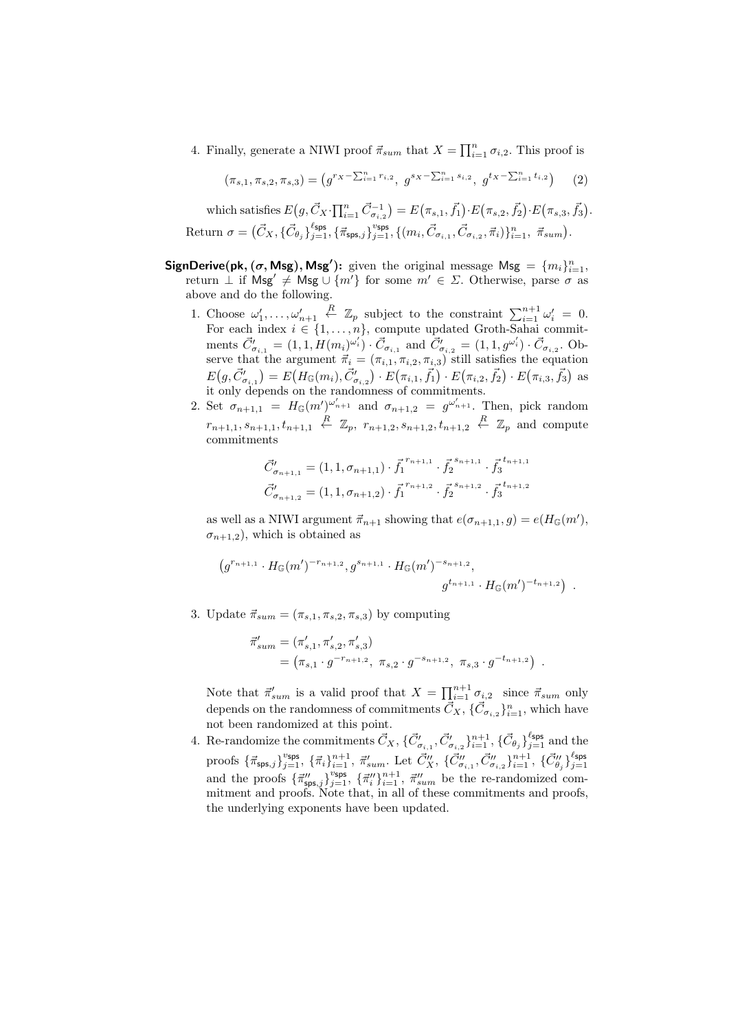4. Finally, generate a NIWI proof $\vec{\pi}_{sum}$ that $X = \prod_{i=1}^{n} \sigma_{i,2}$. This proof is

$$(\pi_{s,1}, \pi_{s,2}, \pi_{s,3}) = \left(g^{r_X - \sum_{i=1}^n r_{i,2}},\ g^{s_X - \sum_{i=1}^n s_{i,2}},\ g^{t_X - \sum_{i=1}^n t_{i,2}}\right) \qquad (2)$$

which satisfies $E\big(g, \vec{C}_X \cdot \prod_{i=1}^n \vec{C}_{\sigma_{i,2}}^{-1}\big) = E\big(\pi_{s,1}, \vec{f}_1\big) \cdot E\big(\pi_{s,2}, \vec{f}_2\big) \cdot E\big(\pi_{s,3}, \vec{f}_3\big)$.

Return $\sigma = \big(\vec{C}_X, \{\vec{C}_{\theta_j}\}_{j=1}^{\ell_{\mathsf{sps}}}, \{\vec{\pi}_{\mathsf{sps},j}\}_{j=1}^{v_{\mathsf{sps}}}, \{(m_i, \vec{C}_{\sigma_{i,1}}, \vec{C}_{\sigma_{i,2}}, \vec{\pi}_i)\}_{i=1}^n,\ \vec{\pi}_{sum}\big)$.

**SignDerive(pk, ($\sigma$, Msg), Msg$'$):** given the original message $\mathsf{Msg} = \{m_i\}_{i=1}^n$, return $\perp$ if $\mathsf{Msg}' \neq \mathsf{Msg} \cup \{m'\}$ for some $m' \in \Sigma$. Otherwise, parse $\sigma$ as above and do the following.

1. Choose $\omega'_1, \ldots, \omega'_{n+1} \stackrel{R}{\leftarrow} \mathbb{Z}_p$ subject to the constraint $\sum_{i=1}^{n+1} \omega'_i = 0$. For each index $i \in \{1, \ldots, n\}$, compute updated Groth-Sahai commitments $\vec{C}'_{\sigma_{i,1}} = (1, 1, H(m_i)^{\omega'_i}) \cdot \vec{C}_{\sigma_{i,1}}$ and $\vec{C}'_{\sigma_{i,2}} = (1, 1, g^{\omega'_i}) \cdot \vec{C}_{\sigma_{i,2}}$. Observe that the argument $\vec{\pi}_i = (\pi_{i,1}, \pi_{i,2}, \pi_{i,3})$ still satisfies the equation $E\big(g, \vec{C}'_{\sigma_{i,1}}\big) = E\big(H_{\mathbb{G}}(m_i), \vec{C}'_{\sigma_{i,2}}\big) \cdot E\big(\pi_{i,1}, \vec{f}_1\big) \cdot E\big(\pi_{i,2}, \vec{f}_2\big) \cdot E\big(\pi_{i,3}, \vec{f}_3\big)$ as it only depends on the randomness of commitments.
2. Set $\sigma_{n+1,1} = H_{\mathbb{G}}(m')^{\omega'_{n+1}}$ and $\sigma_{n+1,2} = g^{\omega'_{n+1}}$. Then, pick random $r_{n+1,1}, s_{n+1,1}, t_{n+1,1} \stackrel{R}{\leftarrow} \mathbb{Z}_p$, $r_{n+1,2}, s_{n+1,2}, t_{n+1,2} \stackrel{R}{\leftarrow} \mathbb{Z}_p$ and compute commitments

$$\vec{C}'_{\sigma_{n+1,1}} = (1, 1, \sigma_{n+1,1}) \cdot \vec{f}_1^{\,r_{n+1,1}} \cdot \vec{f}_2^{\,s_{n+1,1}} \cdot \vec{f}_3^{\,t_{n+1,1}}$$
$$\vec{C}'_{\sigma_{n+1,2}} = (1, 1, \sigma_{n+1,2}) \cdot \vec{f}_1^{\,r_{n+1,2}} \cdot \vec{f}_2^{\,s_{n+1,2}} \cdot \vec{f}_3^{\,t_{n+1,2}}$$

as well as a NIWI argument $\vec{\pi}_{n+1}$ showing that $e(\sigma_{n+1,1}, g) = e(H_{\mathbb{G}}(m'), \sigma_{n+1,2})$, which is obtained as

$$\big(g^{r_{n+1,1}} \cdot H_{\mathbb{G}}(m')^{-r_{n+1,2}}, g^{s_{n+1,1}} \cdot H_{\mathbb{G}}(m')^{-s_{n+1,2}},\ g^{t_{n+1,1}} \cdot H_{\mathbb{G}}(m')^{-t_{n+1,2}}\big) \ .$$

3. Update $\vec{\pi}_{sum} = (\pi_{s,1}, \pi_{s,2}, \pi_{s,3})$ by computing

$$\vec{\pi}'_{sum} = (\pi'_{s,1}, \pi'_{s,2}, \pi'_{s,3}) = \big(\pi_{s,1} \cdot g^{-r_{n+1,2}},\ \pi_{s,2} \cdot g^{-s_{n+1,2}},\ \pi_{s,3} \cdot g^{-t_{n+1,2}}\big) \ .$$

Note that $\vec{\pi}'_{sum}$ is a valid proof that $X = \prod_{i=1}^{n+1} \sigma_{i,2}$ since $\vec{\pi}_{sum}$ only depends on the randomness of commitments $\vec{C}_X$, $\{\vec{C}_{\sigma_{i,2}}\}_{i=1}^n$, which have not been randomized at this point.

4. Re-randomize the commitments $\vec{C}_X$, $\{\vec{C}'_{\sigma_{i,1}}, \vec{C}'_{\sigma_{i,2}}\}_{i=1}^{n+1}$, $\{\vec{C}_{\theta_j}\}_{j=1}^{\ell_{\mathsf{sps}}}$ and the proofs $\{\vec{\pi}_{\mathsf{sps},j}\}_{j=1}^{v_{\mathsf{sps}}}$, $\{\vec{\pi}_i\}_{i=1}^{n+1}$, $\vec{\pi}'_{sum}$. Let $\vec{C}''_X$, $\{\vec{C}''_{\sigma_{i,1}}, \vec{C}''_{\sigma_{i,2}}\}_{i=1}^{n+1}$, $\{\vec{C}''_{\theta_j}\}_{j=1}^{\ell_{\mathsf{sps}}}$ and the proofs $\{\vec{\pi}''_{\mathsf{sps},j}\}_{j=1}^{v_{\mathsf{sps}}}$, $\{\vec{\pi}''_i\}_{i=1}^{n+1}$, $\vec{\pi}''_{sum}$ be the re-randomized commitment and proofs. Note that, in all of these commitments and proofs, the underlying exponents have been updated.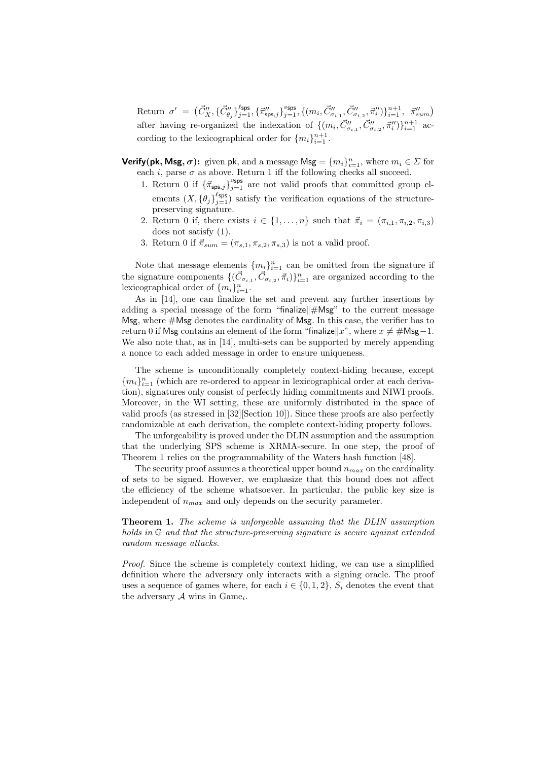Return $\sigma' = \big(\vec{C}''_X, \{\vec{C}''_{\theta_j}\}_{j=1}^{\ell_{\mathsf{sps}}}, \{\vec{\pi}''_{\mathsf{sps},j}\}_{j=1}^{v_{\mathsf{sps}}}, \{(m_i, \vec{C}''_{\sigma_{i,1}}, \vec{C}''_{\sigma_{i,2}}, \vec{\pi}''_i)\}_{i=1}^{n+1}, \ \vec{\pi}''_{sum}\big)$ after having re-organized the indexation of $\{(m_i, \vec{C}''_{\sigma_{i,1}}, \vec{C}''_{\sigma_{i,2}}, \vec{\pi}''_i)\}_{i=1}^{n+1}$ according to the lexicographical order for $\{m_i\}_{i=1}^{n+1}$.

**Verify(pk, Msg, $\sigma$):** given pk, and a message $\mathsf{Msg} = \{m_i\}_{i=1}^n$, where $m_i \in \Sigma$ for each $i$, parse $\sigma$ as above. Return 1 iff the following checks all succeed.

1. Return 0 if $\{\vec{\pi}_{\mathsf{sps},j}\}_{j=1}^{v_{\mathsf{sps}}}$ are not valid proofs that committed group elements $(X, \{\theta_j\}_{j=1}^{\ell_{\mathsf{sps}}})$ satisfy the verification equations of the structure-preserving signature.
2. Return 0 if, there exists $i \in \{1, \ldots, n\}$ such that $\vec{\pi}_i = (\pi_{i,1}, \pi_{i,2}, \pi_{i,3})$ does not satisfy (1).
3. Return 0 if $\vec{\pi}_{sum} = (\pi_{s,1}, \pi_{s,2}, \pi_{s,3})$ is not a valid proof.

Note that message elements $\{m_i\}_{i=1}^n$ can be omitted from the signature if the signature components $\{(\vec{C}_{\sigma_{i,1}}, \vec{C}_{\sigma_{i,2}}, \vec{\pi}_i)\}_{i=1}^n$ are organized according to the lexicographical order of $\{m_i\}_{i=1}^n$.

As in [14], one can finalize the set and prevent any further insertions by adding a special message of the form "finalize$\|$#Msg" to the current message Msg, where #Msg denotes the cardinality of Msg. In this case, the verifier has to return 0 if Msg contains an element of the form "finalize$\|x$", where $x \neq \#\mathsf{Msg}-1$. We also note that, as in [14], multi-sets can be supported by merely appending a nonce to each added message in order to ensure uniqueness.

The scheme is unconditionally completely context-hiding because, except $\{m_i\}_{i=1}^n$ (which are re-ordered to appear in lexicographical order at each derivation), signatures only consist of perfectly hiding commitments and NIWI proofs. Moreover, in the WI setting, these are uniformly distributed in the space of valid proofs (as stressed in [32][Section 10]). Since these proofs are also perfectly randomizable at each derivation, the complete context-hiding property follows.

The unforgeability is proved under the DLIN assumption and the assumption that the underlying SPS scheme is XRMA-secure. In one step, the proof of Theorem 1 relies on the programmability of the Waters hash function [48].

The security proof assumes a theoretical upper bound $n_{max}$ on the cardinality of sets to be signed. However, we emphasize that this bound does not affect the efficiency of the scheme whatsoever. In particular, the public key size is independent of $n_{max}$ and only depends on the security parameter.

**Theorem 1.** *The scheme is unforgeable assuming that the DLIN assumption holds in $\mathbb{G}$ and that the structure-preserving signature is secure against extended random message attacks.*

*Proof.* Since the scheme is completely context hiding, we can use a simplified definition where the adversary only interacts with a signing oracle. The proof uses a sequence of games where, for each $i \in \{0, 1, 2\}$, $S_i$ denotes the event that the adversary $\mathcal{A}$ wins in Game$_i$.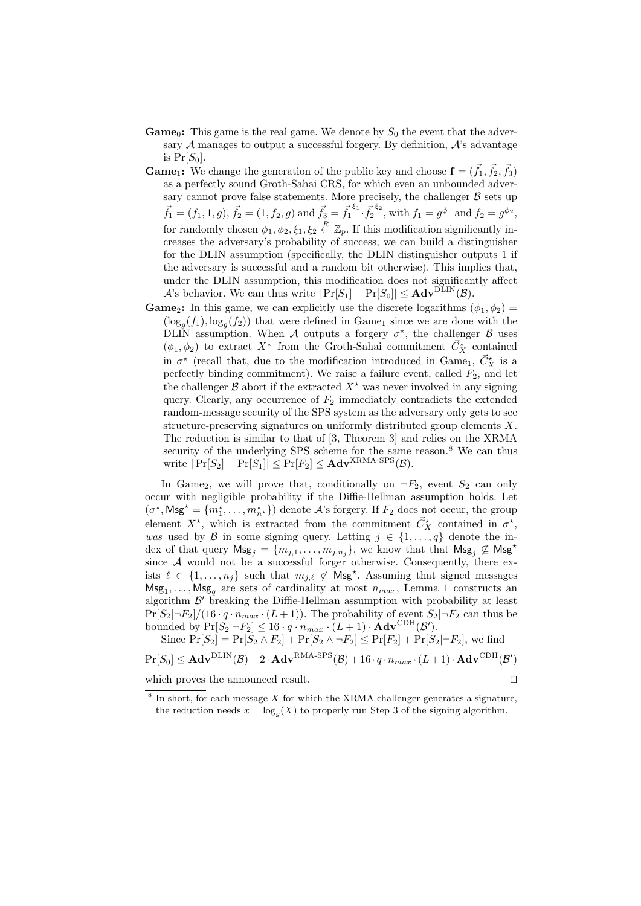- **Game$_0$:** This game is the real game. We denote by $S_0$ the event that the adversary $\mathcal{A}$ manages to output a successful forgery. By definition, $\mathcal{A}$'s advantage is $\Pr[S_0]$.
- **Game$_1$:** We change the generation of the public key and choose $\mathbf{f} = (\vec{f}_1, \vec{f}_2, \vec{f}_3)$ as a perfectly sound Groth-Sahai CRS, for which even an unbounded adversary cannot prove false statements. More precisely, the challenger $\mathcal{B}$ sets up $\vec{f}_1 = (f_1, 1, g)$, $\vec{f}_2 = (1, f_2, g)$ and $\vec{f}_3 = \vec{f}_1^{\,\xi_1} \cdot \vec{f}_2^{\,\xi_2}$, with $f_1 = g^{\phi_1}$ and $f_2 = g^{\phi_2}$, for randomly chosen $\phi_1, \phi_2, \xi_1, \xi_2 \stackrel{R}{\leftarrow} \mathbb{Z}_p$. If this modification significantly increases the adversary's probability of success, we can build a distinguisher for the DLIN assumption (specifically, the DLIN distinguisher outputs 1 if the adversary is successful and a random bit otherwise). This implies that, under the DLIN assumption, this modification does not significantly affect $\mathcal{A}$'s behavior. We can thus write $|\Pr[S_1] - \Pr[S_0]| \leq \mathbf{Adv}^{\mathrm{DLIN}}(\mathcal{B})$.
- **Game$_2$:** In this game, we can explicitly use the discrete logarithms $(\phi_1, \phi_2) = (\log_g(f_1), \log_g(f_2))$ that were defined in Game$_1$ since we are done with the DLIN assumption. When $\mathcal{A}$ outputs a forgery $\sigma^\star$, the challenger $\mathcal{B}$ uses $(\phi_1, \phi_2)$ to extract $X^\star$ from the Groth-Sahai commitment $\vec{C}_X^\star$ contained in $\sigma^\star$ (recall that, due to the modification introduced in Game$_1$, $\vec{C}_X^\star$ is a perfectly binding commitment). We raise a failure event, called $F_2$, and let the challenger $\mathcal{B}$ abort if the extracted $X^\star$ was never involved in any signing query. Clearly, any occurrence of $F_2$ immediately contradicts the extended random-message security of the SPS system as the adversary only gets to see structure-preserving signatures on uniformly distributed group elements $X$. The reduction is similar to that of [3, Theorem 3] and relies on the XRMA security of the underlying SPS scheme for the same reason.[8] We can thus write $|\Pr[S_2] - \Pr[S_1]| \leq \Pr[F_2] \leq \mathbf{Adv}^{\mathrm{XRMA\text{-}SPS}}(\mathcal{B})$.

In Game$_2$, we will prove that, conditionally on $\neg F_2$, event $S_2$ can only occur with negligible probability if the Diffie-Hellman assumption holds. Let $(\sigma^\star, \mathsf{Msg}^\star = \{m_1^\star, \ldots, m_{n^\star}^\star\})$ denote $\mathcal{A}$'s forgery. If $F_2$ does not occur, the group element $X^\star$, which is extracted from the commitment $\vec{C}_X^\star$ contained in $\sigma^\star$, *was* used by $\mathcal{B}$ in some signing query. Letting $j \in \{1, \ldots, q\}$ denote the index of that query $\mathsf{Msg}_j = \{m_{j,1}, \ldots, m_{j,n_j}\}$, we know that that $\mathsf{Msg}_j \not\subseteq \mathsf{Msg}^\star$ since $\mathcal{A}$ would not be a successful forger otherwise. Consequently, there exists $\ell \in \{1, \ldots, n_j\}$ such that $m_{j,\ell} \notin \mathsf{Msg}^\star$. Assuming that signed messages $\mathsf{Msg}_1, \ldots, \mathsf{Msg}_q$ are sets of cardinality at most $n_{max}$, Lemma 1 constructs an algorithm $\mathcal{B}'$ breaking the Diffie-Hellman assumption with probability at least $\Pr[S_2|\neg F_2]/(16 \cdot q \cdot n_{max} \cdot (L+1))$. The probability of event $S_2|\neg F_2$ can thus be bounded by $\Pr[S_2|\neg F_2] \leq 16 \cdot q \cdot n_{max} \cdot (L+1) \cdot \mathbf{Adv}^{\mathrm{CDH}}(\mathcal{B}')$.

Since $\Pr[S_2] = \Pr[S_2 \wedge F_2] + \Pr[S_2 \wedge \neg F_2] \leq \Pr[F_2] + \Pr[S_2|\neg F_2]$, we find

$$\Pr[S_0] \leq \mathbf{Adv}^{\mathrm{DLIN}}(\mathcal{B}) + 2 \cdot \mathbf{Adv}^{\mathrm{RMA\text{-}SPS}}(\mathcal{B}) + 16 \cdot q \cdot n_{max} \cdot (L+1) \cdot \mathbf{Adv}^{\mathrm{CDH}}(\mathcal{B}')$$

which proves the announced result. □

[8] In short, for each message $X$ for which the XRMA challenger generates a signature, the reduction needs $x = \log_g(X)$ to properly run Step 3 of the signing algorithm.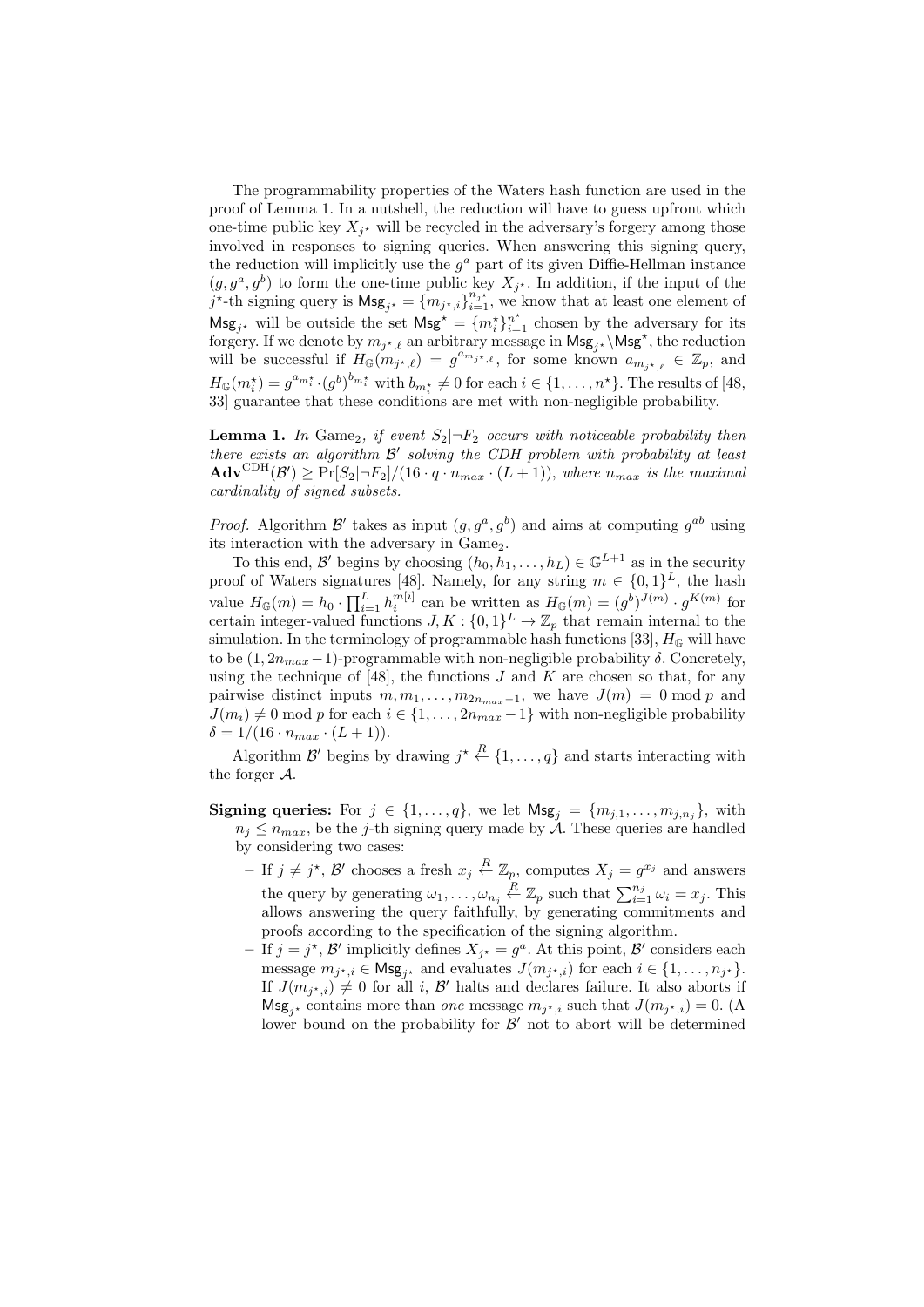The programmability properties of the Waters hash function are used in the proof of Lemma 1. In a nutshell, the reduction will have to guess upfront which one-time public key $X_{j^\star}$ will be recycled in the adversary's forgery among those involved in responses to signing queries. When answering this signing query, the reduction will implicitly use the $g^a$ part of its given Diffie-Hellman instance $(g, g^a, g^b)$ to form the one-time public key $X_{j^\star}$. In addition, if the input of the $j^\star$-th signing query is $\mathsf{Msg}_{j^\star} = \{m_{j^\star,i}\}_{i=1}^{n_{j^\star}}$, we know that at least one element of $\mathsf{Msg}_{j^\star}$ will be outside the set $\mathsf{Msg}^\star = \{m_i^\star\}_{i=1}^{n^\star}$ chosen by the adversary for its forgery. If we denote by $m_{j^\star,\ell}$ an arbitrary message in $\mathsf{Msg}_{j^\star} \backslash \mathsf{Msg}^\star$, the reduction will be successful if $H_{\mathbb{G}}(m_{j^\star,\ell}) = g^{a_{m_{j^\star,\ell}}}$, for some known $a_{m_{j^\star,\ell}} \in \mathbb{Z}_p$, and $H_{\mathbb{G}}(m_i^\star) = g^{a_{m_i^\star}} \cdot (g^b)^{b_{m_i^\star}}$ with $b_{m_i^\star} \neq 0$ for each $i \in \{1, \ldots, n^\star\}$. The results of [48, 33] guarantee that these conditions are met with non-negligible probability.

**Lemma 1.** *In Game$_2$, if event $S_2|\neg F_2$ occurs with noticeable probability then there exists an algorithm $\mathcal{B}'$ solving the CDH problem with probability at least $\mathbf{Adv}^{\mathrm{CDH}}(\mathcal{B}') \geq \Pr[S_2|\neg F_2]/(16 \cdot q \cdot n_{max} \cdot (L+1))$, where $n_{max}$ is the maximal cardinality of signed subsets.*

*Proof.* Algorithm $\mathcal{B}'$ takes as input $(g, g^a, g^b)$ and aims at computing $g^{ab}$ using its interaction with the adversary in Game$_2$.

To this end, $\mathcal{B}'$ begins by choosing $(h_0, h_1, \ldots, h_L) \in \mathbb{G}^{L+1}$ as in the security proof of Waters signatures [48]. Namely, for any string $m \in \{0,1\}^L$, the hash value $H_{\mathbb{G}}(m) = h_0 \cdot \prod_{i=1}^{L} h_i^{m[i]}$ can be written as $H_{\mathbb{G}}(m) = (g^b)^{J(m)} \cdot g^{K(m)}$ for certain integer-valued functions $J, K : \{0,1\}^L \to \mathbb{Z}_p$ that remain internal to the simulation. In the terminology of programmable hash functions [33], $H_{\mathbb{G}}$ will have to be $(1, 2n_{max}-1)$-programmable with non-negligible probability $\delta$. Concretely, using the technique of [48], the functions $J$ and $K$ are chosen so that, for any pairwise distinct inputs $m, m_1, \ldots, m_{2n_{max}-1}$, we have $J(m) = 0 \bmod p$ and $J(m_i) \neq 0 \bmod p$ for each $i \in \{1, \ldots, 2n_{max}-1\}$ with non-negligible probability $\delta = 1/(16 \cdot n_{max} \cdot (L+1))$.

Algorithm $\mathcal{B}'$ begins by drawing $j^\star \xleftarrow{R} \{1, \ldots, q\}$ and starts interacting with the forger $\mathcal{A}$.

**Signing queries:** For $j \in \{1, \ldots, q\}$, we let $\mathsf{Msg}_j = \{m_{j,1}, \ldots, m_{j,n_j}\}$, with $n_j \leq n_{max}$, be the $j$-th signing query made by $\mathcal{A}$. These queries are handled by considering two cases:

- If $j \neq j^\star$, $\mathcal{B}'$ chooses a fresh $x_j \xleftarrow{R} \mathbb{Z}_p$, computes $X_j = g^{x_j}$ and answers the query by generating $\omega_1, \ldots, \omega_{n_j} \xleftarrow{R} \mathbb{Z}_p$ such that $\sum_{i=1}^{n_j} \omega_i = x_j$. This allows answering the query faithfully, by generating commitments and proofs according to the specification of the signing algorithm.
- If $j = j^\star$, $\mathcal{B}'$ implicitly defines $X_{j^\star} = g^a$. At this point, $\mathcal{B}'$ considers each message $m_{j^\star,i} \in \mathsf{Msg}_{j^\star}$ and evaluates $J(m_{j^\star,i})$ for each $i \in \{1, \ldots, n_{j^\star}\}$. If $J(m_{j^\star,i}) \neq 0$ for all $i$, $\mathcal{B}'$ halts and declares failure. It also aborts if $\mathsf{Msg}_{j^\star}$ contains more than *one* message $m_{j^\star,i}$ such that $J(m_{j^\star,i}) = 0$. (A lower bound on the probability for $\mathcal{B}'$ not to abort will be determined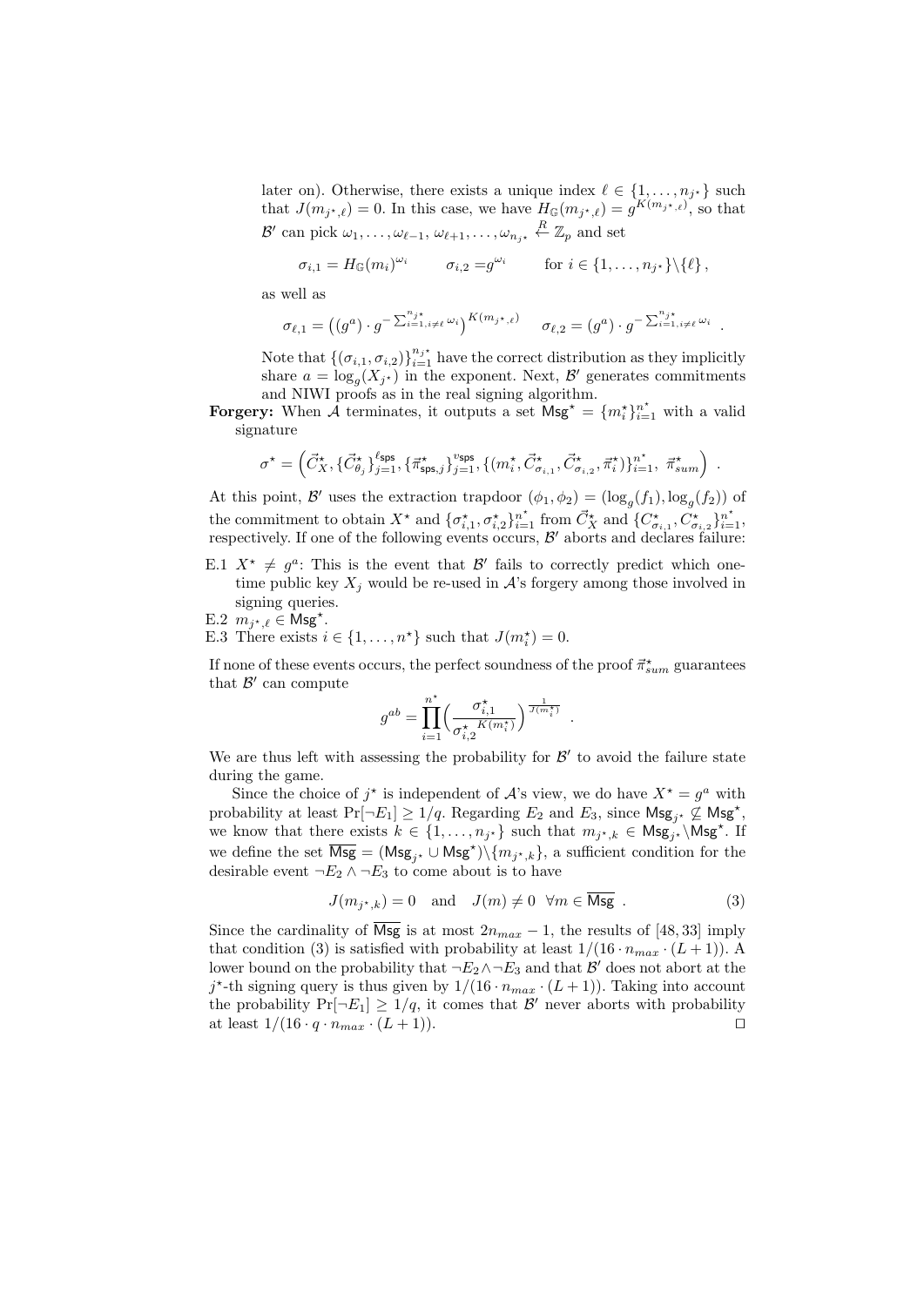later on). Otherwise, there exists a unique index $\ell \in \{1, \ldots, n_{j^\star}\}$ such that $J(m_{j^\star,\ell}) = 0$. In this case, we have $H_{\mathbb{G}}(m_{j^\star,\ell}) = g^{K(m_{j^\star,\ell})}$, so that $\mathcal{B}'$ can pick $\omega_1, \ldots, \omega_{\ell-1}, \omega_{\ell+1}, \ldots, \omega_{n_{j^\star}} \xleftarrow{R} \mathbb{Z}_p$ and set

$$\sigma_{i,1} = H_{\mathbb{G}}(m_i)^{\omega_i} \qquad \sigma_{i,2} = g^{\omega_i} \qquad \text{for } i \in \{1, \ldots, n_{j^\star}\} \backslash \{\ell\},$$

as well as

$$\sigma_{\ell,1} = \left((g^a) \cdot g^{-\sum_{i=1, i\neq \ell}^{n_{j^\star}} \omega_i}\right)^{K(m_{j^\star,\ell})} \qquad \sigma_{\ell,2} = (g^a) \cdot g^{-\sum_{i=1, i\neq \ell}^{n_{j^\star}} \omega_i} \ .$$

Note that $\{(\sigma_{i,1}, \sigma_{i,2})\}_{i=1}^{n_{j^\star}}$ have the correct distribution as they implicitly share $a = \log_g(X_{j^\star})$ in the exponent. Next, $\mathcal{B}'$ generates commitments and NIWI proofs as in the real signing algorithm.

**Forgery:** When $\mathcal{A}$ terminates, it outputs a set $\mathsf{Msg}^\star = \{m_i^\star\}_{i=1}^{n^\star}$ with a valid signature

$$\sigma^\star = \left(\vec{C}_X^\star, \{\vec{C}_{\theta_j}^\star\}_{j=1}^{\ell_{\mathsf{sps}}}, \{\vec{\pi}_{\mathsf{sps},j}^\star\}_{j=1}^{v_{\mathsf{sps}}}, \{(m_i^\star, \vec{C}_{\sigma_{i,1}}^\star, \vec{C}_{\sigma_{i,2}}^\star, \vec{\pi}_i^\star)\}_{i=1}^{n^\star}, \ \vec{\pi}_{sum}^\star\right) \ .$$

At this point, $\mathcal{B}'$ uses the extraction trapdoor $(\phi_1, \phi_2) = (\log_g(f_1), \log_g(f_2))$ of the commitment to obtain $X^\star$ and $\{\sigma_{i,1}^\star, \sigma_{i,2}^\star\}_{i=1}^{n^\star}$ from $\vec{C}_X^\star$ and $\{C_{\sigma_{i,1}}^\star, C_{\sigma_{i,2}}^\star\}_{i=1}^{n^\star}$, respectively. If one of the following events occurs, $\mathcal{B}'$ aborts and declares failure:

E.1 $X^\star \neq g^a$: This is the event that $\mathcal{B}'$ fails to correctly predict which one-time public key $X_j$ would be re-used in $\mathcal{A}$'s forgery among those involved in signing queries.

E.2 $m_{j^\star,\ell} \in \mathsf{Msg}^\star$.

E.3 There exists $i \in \{1, \ldots, n^\star\}$ such that $J(m_i^\star) = 0$.

If none of these events occurs, the perfect soundness of the proof $\vec{\pi}_{sum}^\star$ guarantees that $\mathcal{B}'$ can compute

$$g^{ab} = \prod_{i=1}^{n^\star} \left(\frac{\sigma_{i,1}^\star}{\sigma_{i,2}^{\star\ K(m_i^\star)}}\right)^{\frac{1}{J(m_i^\star)}} \ .$$

We are thus left with assessing the probability for $\mathcal{B}'$ to avoid the failure state during the game.

Since the choice of $j^\star$ is independent of $\mathcal{A}$'s view, we do have $X^\star = g^a$ with probability at least $\Pr[\neg E_1] \geq 1/q$. Regarding $E_2$ and $E_3$, since $\mathsf{Msg}_{j^\star} \not\subseteq \mathsf{Msg}^\star$, we know that there exists $k \in \{1, \ldots, n_{j^\star}\}$ such that $m_{j^\star,k} \in \mathsf{Msg}_{j^\star} \backslash \mathsf{Msg}^\star$. If we define the set $\overline{\mathsf{Msg}} = (\mathsf{Msg}_{j^\star} \cup \mathsf{Msg}^\star) \backslash \{m_{j^\star,k}\}$, a sufficient condition for the desirable event $\neg E_2 \wedge \neg E_3$ to come about is to have

$$J(m_{j^\star,k}) = 0 \quad \text{and} \quad J(m) \neq 0 \ \ \forall m \in \overline{\mathsf{Msg}} \ . \tag{3}$$

Since the cardinality of $\overline{\mathsf{Msg}}$ is at most $2n_{max} - 1$, the results of [48, 33] imply that condition (3) is satisfied with probability at least $1/(16 \cdot n_{max} \cdot (L+1))$. A lower bound on the probability that $\neg E_2 \wedge \neg E_3$ and that $\mathcal{B}'$ does not abort at the $j^\star$-th signing query is thus given by $1/(16 \cdot n_{max} \cdot (L+1))$. Taking into account the probability $\Pr[\neg E_1] \geq 1/q$, it comes that $\mathcal{B}'$ never aborts with probability at least $1/(16 \cdot q \cdot n_{max} \cdot (L+1))$. $\square$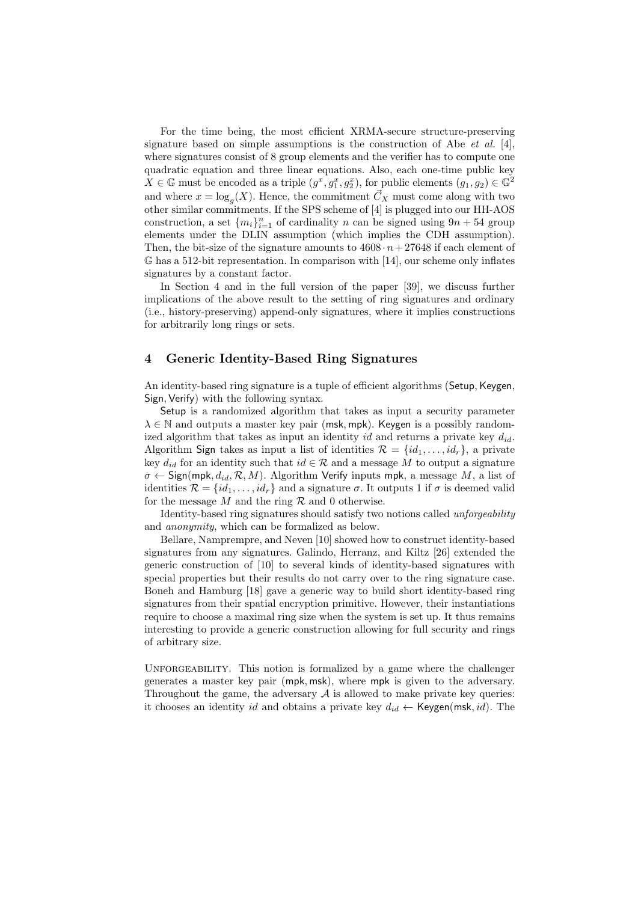For the time being, the most efficient XRMA-secure structure-preserving signature based on simple assumptions is the construction of Abe *et al.* [4], where signatures consist of 8 group elements and the verifier has to compute one quadratic equation and three linear equations. Also, each one-time public key $X \in \mathbb{G}$ must be encoded as a triple $(g^x, g_1^x, g_2^x)$, for public elements $(g_1, g_2) \in \mathbb{G}^2$ and where $x = \log_g(X)$. Hence, the commitment $\vec{C}_X$ must come along with two other similar commitments. If the SPS scheme of [4] is plugged into our HH-AOS construction, a set $\{m_i\}_{i=1}^n$ of cardinality $n$ can be signed using $9n + 54$ group elements under the DLIN assumption (which implies the CDH assumption). Then, the bit-size of the signature amounts to $4608 \cdot n + 27648$ if each element of $\mathbb{G}$ has a 512-bit representation. In comparison with [14], our scheme only inflates signatures by a constant factor.

In Section 4 and in the full version of the paper [39], we discuss further implications of the above result to the setting of ring signatures and ordinary (i.e., history-preserving) append-only signatures, where it implies constructions for arbitrarily long rings or sets.

## 4 Generic Identity-Based Ring Signatures

An identity-based ring signature is a tuple of efficient algorithms (Setup, Keygen, Sign, Verify) with the following syntax.

Setup is a randomized algorithm that takes as input a security parameter $\lambda \in \mathbb{N}$ and outputs a master key pair (msk, mpk). Keygen is a possibly randomized algorithm that takes as input an identity $id$ and returns a private key $d_{id}$. Algorithm Sign takes as input a list of identities $\mathcal{R} = \{id_1, \ldots, id_r\}$, a private key $d_{id}$ for an identity such that $id \in \mathcal{R}$ and a message $M$ to output a signature $\sigma \leftarrow \mathsf{Sign}(\mathsf{mpk}, d_{id}, \mathcal{R}, M)$. Algorithm Verify inputs mpk, a message $M$, a list of identities $\mathcal{R} = \{id_1, \ldots, id_r\}$ and a signature $\sigma$. It outputs 1 if $\sigma$ is deemed valid for the message $M$ and the ring $\mathcal{R}$ and 0 otherwise.

Identity-based ring signatures should satisfy two notions called *unforgeability* and *anonymity*, which can be formalized as below.

Bellare, Namprempre, and Neven [10] showed how to construct identity-based signatures from any signatures. Galindo, Herranz, and Kiltz [26] extended the generic construction of [10] to several kinds of identity-based signatures with special properties but their results do not carry over to the ring signature case. Boneh and Hamburg [18] gave a generic way to build short identity-based ring signatures from their spatial encryption primitive. However, their instantiations require to choose a maximal ring size when the system is set up. It thus remains interesting to provide a generic construction allowing for full security and rings of arbitrary size.

Unforgeability. This notion is formalized by a game where the challenger generates a master key pair (mpk, msk), where mpk is given to the adversary. Throughout the game, the adversary $\mathcal{A}$ is allowed to make private key queries: it chooses an identity $id$ and obtains a private key $d_{id} \leftarrow \mathsf{Keygen}(\mathsf{msk}, id)$. The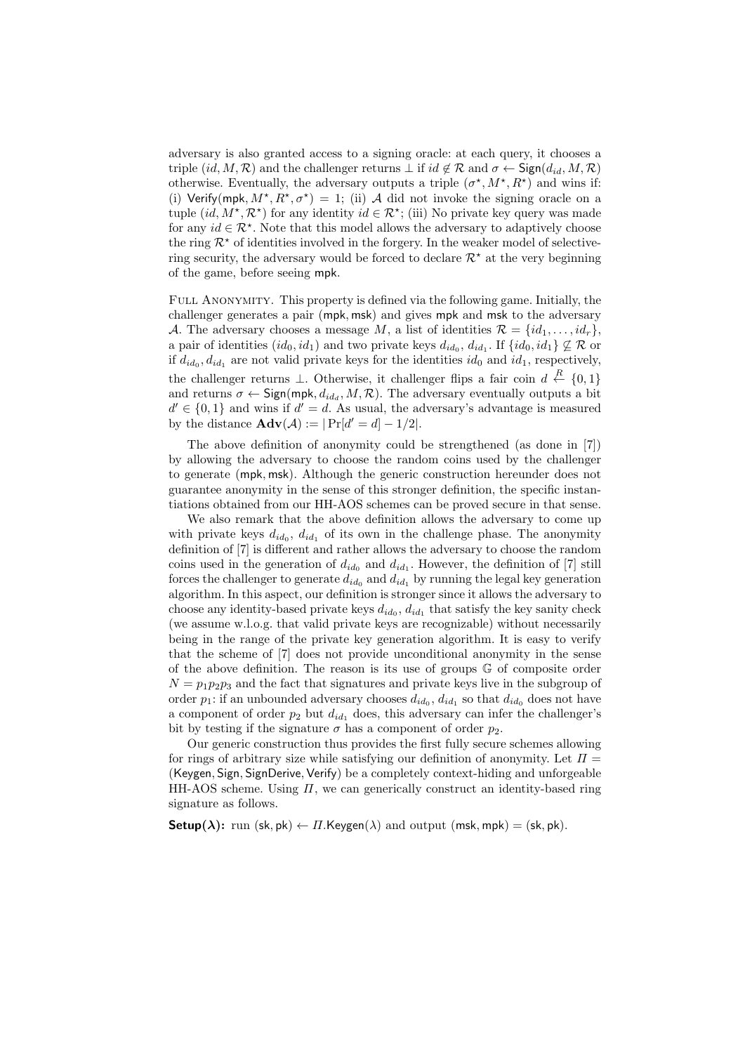adversary is also granted access to a signing oracle: at each query, it chooses a triple $(id, M, \mathcal{R})$ and the challenger returns $\perp$ if $id \notin \mathcal{R}$ and $\sigma \leftarrow \mathsf{Sign}(d_{id}, M, \mathcal{R})$ otherwise. Eventually, the adversary outputs a triple $(\sigma^\star, M^\star, R^\star)$ and wins if: (i) $\mathsf{Verify}(\mathsf{mpk}, M^\star, R^\star, \sigma^\star) = 1$; (ii) $\mathcal{A}$ did not invoke the signing oracle on a tuple $(id, M^\star, \mathcal{R}^\star)$ for any identity $id \in \mathcal{R}^\star$; (iii) No private key query was made for any $id \in \mathcal{R}^\star$. Note that this model allows the adversary to adaptively choose the ring $\mathcal{R}^\star$ of identities involved in the forgery. In the weaker model of selective-ring security, the adversary would be forced to declare $\mathcal{R}^\star$ at the very beginning of the game, before seeing $\mathsf{mpk}$.

Full Anonymity. This property is defined via the following game. Initially, the challenger generates a pair $(\mathsf{mpk}, \mathsf{msk})$ and gives $\mathsf{mpk}$ and $\mathsf{msk}$ to the adversary $\mathcal{A}$. The adversary chooses a message $M$, a list of identities $\mathcal{R} = \{id_1, \ldots, id_r\}$, a pair of identities $(id_0, id_1)$ and two private keys $d_{id_0}$, $d_{id_1}$. If $\{id_0, id_1\} \not\subseteq \mathcal{R}$ or if $d_{id_0}, d_{id_1}$ are not valid private keys for the identities $id_0$ and $id_1$, respectively, the challenger returns $\perp$. Otherwise, it challenger flips a fair coin $d \stackrel{R}{\leftarrow} \{0, 1\}$ and returns $\sigma \leftarrow \mathsf{Sign}(\mathsf{mpk}, d_{id_d}, M, \mathcal{R})$. The adversary eventually outputs a bit $d' \in \{0, 1\}$ and wins if $d' = d$. As usual, the adversary's advantage is measured by the distance $\mathbf{Adv}(\mathcal{A}) := |\Pr[d' = d] - 1/2|$.

The above definition of anonymity could be strengthened (as done in [7]) by allowing the adversary to choose the random coins used by the challenger to generate $(\mathsf{mpk}, \mathsf{msk})$. Although the generic construction hereunder does not guarantee anonymity in the sense of this stronger definition, the specific instantiations obtained from our HH-AOS schemes can be proved secure in that sense.

We also remark that the above definition allows the adversary to come up with private keys $d_{id_0}$, $d_{id_1}$ of its own in the challenge phase. The anonymity definition of [7] is different and rather allows the adversary to choose the random coins used in the generation of $d_{id_0}$ and $d_{id_1}$. However, the definition of [7] still forces the challenger to generate $d_{id_0}$ and $d_{id_1}$ by running the legal key generation algorithm. In this aspect, our definition is stronger since it allows the adversary to choose any identity-based private keys $d_{id_0}$, $d_{id_1}$ that satisfy the key sanity check (we assume w.l.o.g. that valid private keys are recognizable) without necessarily being in the range of the private key generation algorithm. It is easy to verify that the scheme of [7] does not provide unconditional anonymity in the sense of the above definition. The reason is its use of groups $\mathbb{G}$ of composite order $N = p_1 p_2 p_3$ and the fact that signatures and private keys live in the subgroup of order $p_1$: if an unbounded adversary chooses $d_{id_0}$, $d_{id_1}$ so that $d_{id_0}$ does not have a component of order $p_2$ but $d_{id_1}$ does, this adversary can infer the challenger's bit by testing if the signature $\sigma$ has a component of order $p_2$.

Our generic construction thus provides the first fully secure schemes allowing for rings of arbitrary size while satisfying our definition of anonymity. Let $\Pi = (\mathsf{Keygen}, \mathsf{Sign}, \mathsf{SignDerive}, \mathsf{Verify})$ be a completely context-hiding and unforgeable HH-AOS scheme. Using $\Pi$, we can generically construct an identity-based ring signature as follows.

**Setup($\lambda$):** run $(\mathsf{sk}, \mathsf{pk}) \leftarrow \Pi.\mathsf{Keygen}(\lambda)$ and output $(\mathsf{msk}, \mathsf{mpk}) = (\mathsf{sk}, \mathsf{pk})$.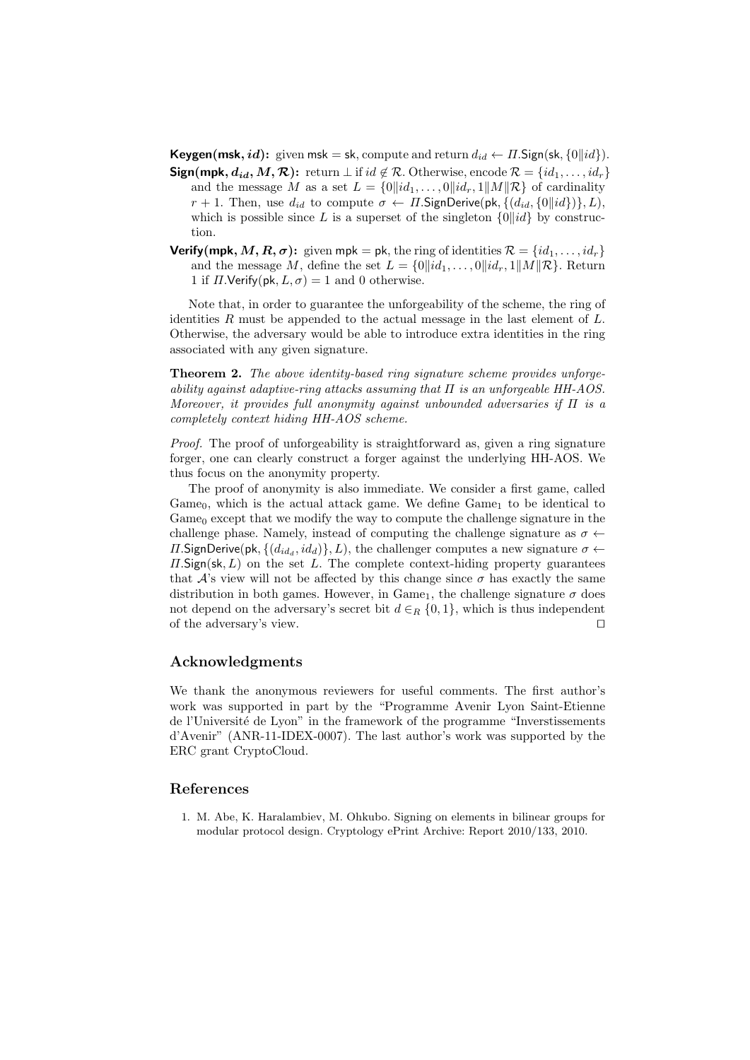**Keygen(msk, $id$):** given $\mathsf{msk} = \mathsf{sk}$, compute and return $d_{id} \leftarrow \Pi.\mathsf{Sign}(\mathsf{sk}, \{0\|id\})$.

**Sign(mpk, $d_{id}, M, \mathcal{R}$):** return $\perp$ if $id \notin \mathcal{R}$. Otherwise, encode $\mathcal{R} = \{id_1, \ldots, id_r\}$ and the message $M$ as a set $L = \{0\|id_1, \ldots, 0\|id_r, 1\|M\|\mathcal{R}\}$ of cardinality $r+1$. Then, use $d_{id}$ to compute $\sigma \leftarrow \Pi.\mathsf{SignDerive}(\mathsf{pk}, \{(d_{id}, \{0\|id\})\}, L)$, which is possible since $L$ is a superset of the singleton $\{0\|id\}$ by construction.

**Verify(mpk, $M, R, \sigma$):** given $\mathsf{mpk} = \mathsf{pk}$, the ring of identities $\mathcal{R} = \{id_1, \ldots, id_r\}$ and the message $M$, define the set $L = \{0\|id_1, \ldots, 0\|id_r, 1\|M\|\mathcal{R}\}$. Return 1 if $\Pi.\mathsf{Verify}(\mathsf{pk}, L, \sigma) = 1$ and 0 otherwise.

Note that, in order to guarantee the unforgeability of the scheme, the ring of identities $R$ must be appended to the actual message in the last element of $L$. Otherwise, the adversary would be able to introduce extra identities in the ring associated with any given signature.

**Theorem 2.** *The above identity-based ring signature scheme provides unforgeability against adaptive-ring attacks assuming that $\Pi$ is an unforgeable HH-AOS. Moreover, it provides full anonymity against unbounded adversaries if $\Pi$ is a completely context hiding HH-AOS scheme.*

*Proof.* The proof of unforgeability is straightforward as, given a ring signature forger, one can clearly construct a forger against the underlying HH-AOS. We thus focus on the anonymity property.

The proof of anonymity is also immediate. We consider a first game, called $\text{Game}_0$, which is the actual attack game. We define $\text{Game}_1$ to be identical to $\text{Game}_0$ except that we modify the way to compute the challenge signature in the challenge phase. Namely, instead of computing the challenge signature as $\sigma \leftarrow \Pi.\mathsf{SignDerive}(\mathsf{pk}, \{(d_{id_d}, id_d)\}, L)$, the challenger computes a new signature $\sigma \leftarrow \Pi.\mathsf{Sign}(\mathsf{sk}, L)$ on the set $L$. The complete context-hiding property guarantees that $\mathcal{A}$'s view will not be affected by this change since $\sigma$ has exactly the same distribution in both games. However, in $\text{Game}_1$, the challenge signature $\sigma$ does not depend on the adversary's secret bit $d \in_R \{0,1\}$, which is thus independent of the adversary's view. ◻

## Acknowledgments

We thank the anonymous reviewers for useful comments. The first author's work was supported in part by the "Programme Avenir Lyon Saint-Etienne de l'Université de Lyon" in the framework of the programme "Inverstissements d'Avenir" (ANR-11-IDEX-0007). The last author's work was supported by the ERC grant CryptoCloud.

## References

1. M. Abe, K. Haralambiev, M. Ohkubo. Signing on elements in bilinear groups for modular protocol design. Cryptology ePrint Archive: Report 2010/133, 2010.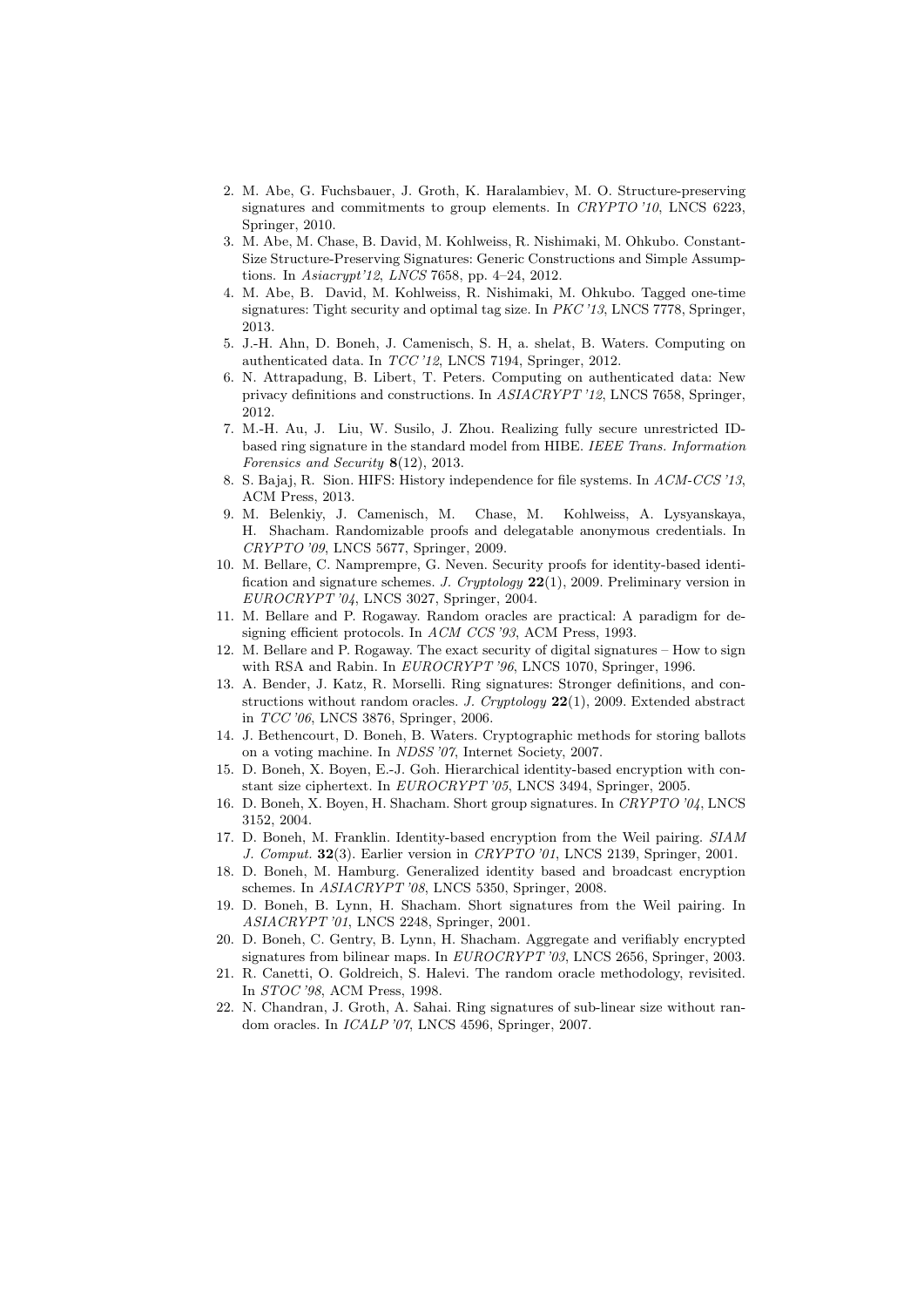2. M. Abe, G. Fuchsbauer, J. Groth, K. Haralambiev, M. O. Structure-preserving signatures and commitments to group elements. In *CRYPTO '10*, LNCS 6223, Springer, 2010.
3. M. Abe, M. Chase, B. David, M. Kohlweiss, R. Nishimaki, M. Ohkubo. Constant-Size Structure-Preserving Signatures: Generic Constructions and Simple Assumptions. In *Asiacrypt'12*, *LNCS* 7658, pp. 4–24, 2012.
4. M. Abe, B. David, M. Kohlweiss, R. Nishimaki, M. Ohkubo. Tagged one-time signatures: Tight security and optimal tag size. In *PKC '13*, LNCS 7778, Springer, 2013.
5. J.-H. Ahn, D. Boneh, J. Camenisch, S. H, a. shelat, B. Waters. Computing on authenticated data. In *TCC '12*, LNCS 7194, Springer, 2012.
6. N. Attrapadung, B. Libert, T. Peters. Computing on authenticated data: New privacy definitions and constructions. In *ASIACRYPT '12*, LNCS 7658, Springer, 2012.
7. M.-H. Au, J. Liu, W. Susilo, J. Zhou. Realizing fully secure unrestricted ID-based ring signature in the standard model from HIBE. *IEEE Trans. Information Forensics and Security* **8**(12), 2013.
8. S. Bajaj, R. Sion. HIFS: History independence for file systems. In *ACM-CCS '13*, ACM Press, 2013.
9. M. Belenkiy, J. Camenisch, M. Chase, M. Kohlweiss, A. Lysyanskaya, H. Shacham. Randomizable proofs and delegatable anonymous credentials. In *CRYPTO '09*, LNCS 5677, Springer, 2009.
10. M. Bellare, C. Namprempre, G. Neven. Security proofs for identity-based identification and signature schemes. *J. Cryptology* **22**(1), 2009. Preliminary version in *EUROCRYPT '04*, LNCS 3027, Springer, 2004.
11. M. Bellare and P. Rogaway. Random oracles are practical: A paradigm for designing efficient protocols. In *ACM CCS '93*, ACM Press, 1993.
12. M. Bellare and P. Rogaway. The exact security of digital signatures – How to sign with RSA and Rabin. In *EUROCRYPT '96*, LNCS 1070, Springer, 1996.
13. A. Bender, J. Katz, R. Morselli. Ring signatures: Stronger definitions, and constructions without random oracles. *J. Cryptology* **22**(1), 2009. Extended abstract in *TCC '06*, LNCS 3876, Springer, 2006.
14. J. Bethencourt, D. Boneh, B. Waters. Cryptographic methods for storing ballots on a voting machine. In *NDSS '07*, Internet Society, 2007.
15. D. Boneh, X. Boyen, E.-J. Goh. Hierarchical identity-based encryption with constant size ciphertext. In *EUROCRYPT '05*, LNCS 3494, Springer, 2005.
16. D. Boneh, X. Boyen, H. Shacham. Short group signatures. In *CRYPTO '04*, LNCS 3152, 2004.
17. D. Boneh, M. Franklin. Identity-based encryption from the Weil pairing. *SIAM J. Comput.* **32**(3). Earlier version in *CRYPTO '01*, LNCS 2139, Springer, 2001.
18. D. Boneh, M. Hamburg. Generalized identity based and broadcast encryption schemes. In *ASIACRYPT '08*, LNCS 5350, Springer, 2008.
19. D. Boneh, B. Lynn, H. Shacham. Short signatures from the Weil pairing. In *ASIACRYPT '01*, LNCS 2248, Springer, 2001.
20. D. Boneh, C. Gentry, B. Lynn, H. Shacham. Aggregate and verifiably encrypted signatures from bilinear maps. In *EUROCRYPT '03*, LNCS 2656, Springer, 2003.
21. R. Canetti, O. Goldreich, S. Halevi. The random oracle methodology, revisited. In *STOC '98*, ACM Press, 1998.
22. N. Chandran, J. Groth, A. Sahai. Ring signatures of sub-linear size without random oracles. In *ICALP '07*, LNCS 4596, Springer, 2007.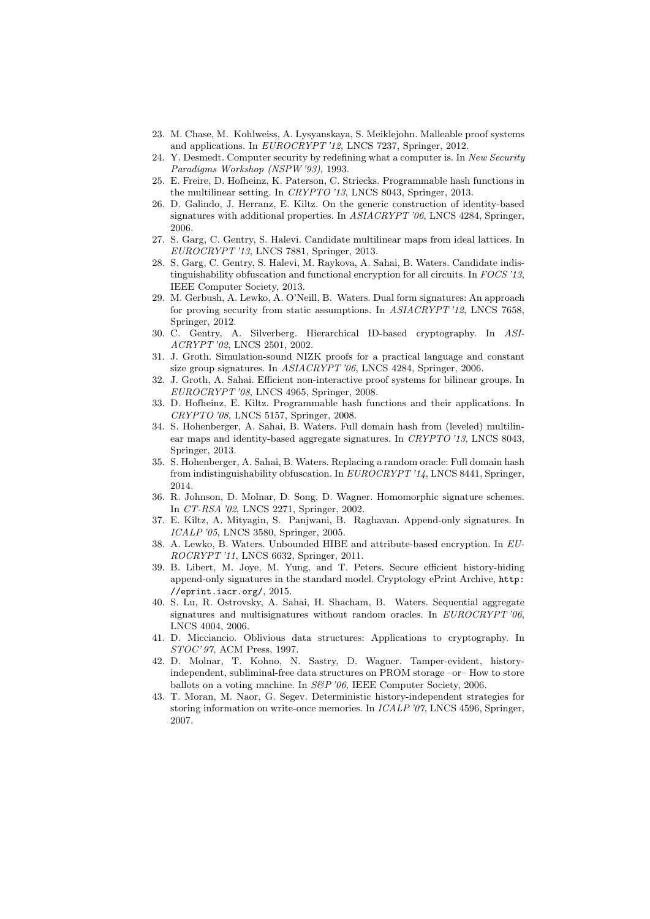23. M. Chase, M. Kohlweiss, A. Lysyanskaya, S. Meiklejohn. Malleable proof systems and applications. In *EUROCRYPT '12*, LNCS 7237, Springer, 2012.
24. Y. Desmedt. Computer security by redefining what a computer is. In *New Security Paradigms Workshop (NSPW '93)*, 1993.
25. E. Freire, D. Hofheinz, K. Paterson, C. Striecks. Programmable hash functions in the multilinear setting. In *CRYPTO '13*, LNCS 8043, Springer, 2013.
26. D. Galindo, J. Herranz, E. Kiltz. On the generic construction of identity-based signatures with additional properties. In *ASIACRYPT '06*, LNCS 4284, Springer, 2006.
27. S. Garg, C. Gentry, S. Halevi. Candidate multilinear maps from ideal lattices. In *EUROCRYPT '13*, LNCS 7881, Springer, 2013.
28. S. Garg, C. Gentry, S. Halevi, M. Raykova, A. Sahai, B. Waters. Candidate indistinguishability obfuscation and functional encryption for all circuits. In *FOCS '13*, IEEE Computer Society, 2013.
29. M. Gerbush, A. Lewko, A. O'Neill, B. Waters. Dual form signatures: An approach for proving security from static assumptions. In *ASIACRYPT '12*, LNCS 7658, Springer, 2012.
30. C. Gentry, A. Silverberg. Hierarchical ID-based cryptography. In *ASIACRYPT '02*, LNCS 2501, 2002.
31. J. Groth. Simulation-sound NIZK proofs for a practical language and constant size group signatures. In *ASIACRYPT '06*, LNCS 4284, Springer, 2006.
32. J. Groth, A. Sahai. Efficient non-interactive proof systems for bilinear groups. In *EUROCRYPT '08*, LNCS 4965, Springer, 2008.
33. D. Hofheinz, E. Kiltz. Programmable hash functions and their applications. In *CRYPTO '08*, LNCS 5157, Springer, 2008.
34. S. Hohenberger, A. Sahai, B. Waters. Full domain hash from (leveled) multilinear maps and identity-based aggregate signatures. In *CRYPTO '13*, LNCS 8043, Springer, 2013.
35. S. Hohenberger, A. Sahai, B. Waters. Replacing a random oracle: Full domain hash from indistinguishability obfuscation. In *EUROCRYPT '14*, LNCS 8441, Springer, 2014.
36. R. Johnson, D. Molnar, D. Song, D. Wagner. Homomorphic signature schemes. In *CT-RSA '02*, LNCS 2271, Springer, 2002.
37. E. Kiltz, A. Mityagin, S. Panjwani, B. Raghavan. Append-only signatures. In *ICALP '05*, LNCS 3580, Springer, 2005.
38. A. Lewko, B. Waters. Unbounded HIBE and attribute-based encryption. In *EUROCRYPT '11*, LNCS 6632, Springer, 2011.
39. B. Libert, M. Joye, M. Yung, and T. Peters. Secure efficient history-hiding append-only signatures in the standard model. Cryptology ePrint Archive, `http://eprint.iacr.org/`, 2015.
40. S. Lu, R. Ostrovsky, A. Sahai, H. Shacham, B. Waters. Sequential aggregate signatures and multisignatures without random oracles. In *EUROCRYPT '06*, LNCS 4004, 2006.
41. D. Micciancio. Oblivious data structures: Applications to cryptography. In *STOC' 97*, ACM Press, 1997.
42. D. Molnar, T. Kohno, N. Sastry, D. Wagner. Tamper-evident, history-independent, subliminal-free data structures on PROM storage –or– How to store ballots on a voting machine. In *S&P '06*, IEEE Computer Society, 2006.
43. T. Moran, M. Naor, G. Segev. Deterministic history-independent strategies for storing information on write-once memories. In *ICALP '07*, LNCS 4596, Springer, 2007.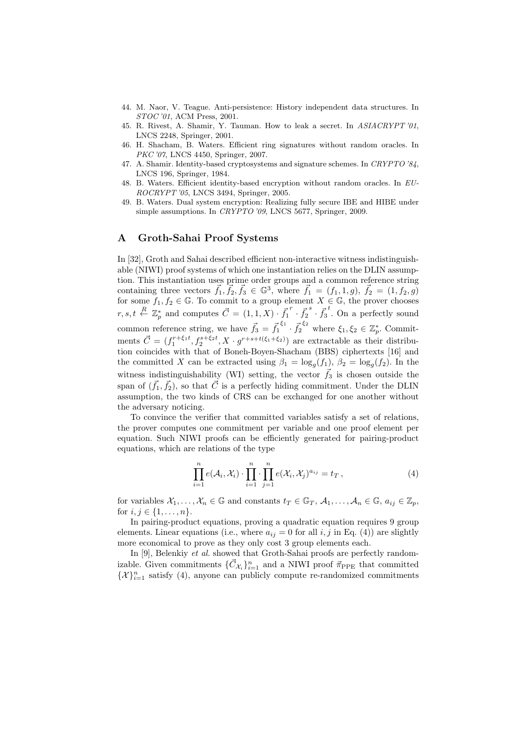44. M. Naor, V. Teague. Anti-persistence: History independent data structures. In *STOC '01*, ACM Press, 2001.
45. R. Rivest, A. Shamir, Y. Tauman. How to leak a secret. In *ASIACRYPT '01*, LNCS 2248, Springer, 2001.
46. H. Shacham, B. Waters. Efficient ring signatures without random oracles. In *PKC '07*, LNCS 4450, Springer, 2007.
47. A. Shamir. Identity-based cryptosystems and signature schemes. In *CRYPTO '84*, LNCS 196, Springer, 1984.
48. B. Waters. Efficient identity-based encryption without random oracles. In *EUROCRYPT '05*, LNCS 3494, Springer, 2005.
49. B. Waters. Dual system encryption: Realizing fully secure IBE and HIBE under simple assumptions. In *CRYPTO '09*, LNCS 5677, Springer, 2009.

## A Groth-Sahai Proof Systems

In [32], Groth and Sahai described efficient non-interactive witness indistinguishable (NIWI) proof systems of which one instantiation relies on the DLIN assumption. This instantiation uses prime order groups and a common reference string containing three vectors $\vec{f}_1, \vec{f}_2, \vec{f}_3 \in \mathbb{G}^3$, where $\vec{f}_1 = (f_1, 1, g)$, $\vec{f}_2 = (1, f_2, g)$ for some $f_1, f_2 \in \mathbb{G}$. To commit to a group element $X \in \mathbb{G}$, the prover chooses $r, s, t \stackrel{R}{\leftarrow} \mathbb{Z}_p^*$ and computes $\vec{C} = (1, 1, X) \cdot \vec{f}_1^{\,r} \cdot \vec{f}_2^{\,s} \cdot \vec{f}_3^{\,t}$. On a perfectly sound common reference string, we have $\vec{f}_3 = \vec{f}_1^{\,\xi_1} \cdot \vec{f}_2^{\,\xi_2}$ where $\xi_1, \xi_2 \in \mathbb{Z}_p^*$. Commitments $\vec{C} = (f_1^{r+\xi_1 t}, f_2^{s+\xi_2 t}, X \cdot g^{r+s+t(\xi_1+\xi_2)})$ are extractable as their distribution coincides with that of Boneh-Boyen-Shacham (BBS) ciphertexts [16] and the committed $X$ can be extracted using $\beta_1 = \log_g(f_1)$, $\beta_2 = \log_g(f_2)$. In the witness indistinguishability (WI) setting, the vector $\vec{f}_3$ is chosen outside the span of $(\vec{f}_1, \vec{f}_2)$, so that $\vec{C}$ is a perfectly hiding commitment. Under the DLIN assumption, the two kinds of CRS can be exchanged for one another without the adversary noticing.

To convince the verifier that committed variables satisfy a set of relations, the prover computes one commitment per variable and one proof element per equation. Such NIWI proofs can be efficiently generated for pairing-product equations, which are relations of the type

$$\prod_{i=1}^{n} e(\mathcal{A}_i, \mathcal{X}_i) \cdot \prod_{i=1}^{n} \cdot \prod_{j=1}^{n} e(\mathcal{X}_i, \mathcal{X}_j)^{a_{ij}} = t_T \,, \tag{4}$$

for variables $\mathcal{X}_1, \ldots, \mathcal{X}_n \in \mathbb{G}$ and constants $t_T \in \mathbb{G}_T$, $\mathcal{A}_1, \ldots, \mathcal{A}_n \in \mathbb{G}$, $a_{ij} \in \mathbb{Z}_p$, for $i, j \in \{1, \ldots, n\}$.

In pairing-product equations, proving a quadratic equation requires 9 group elements. Linear equations (i.e., where $a_{ij} = 0$ for all $i, j$ in Eq. (4)) are slightly more economical to prove as they only cost 3 group elements each.

In [9], Belenkiy *et al.* showed that Groth-Sahai proofs are perfectly randomizable. Given commitments $\{\vec{C}_{\mathcal{X}_i}\}_{i=1}^n$ and a NIWI proof $\vec{\pi}_{\mathrm{PPE}}$ that committed $\{\mathcal{X}\}_{i=1}^n$ satisfy (4), anyone can publicly compute re-randomized commitments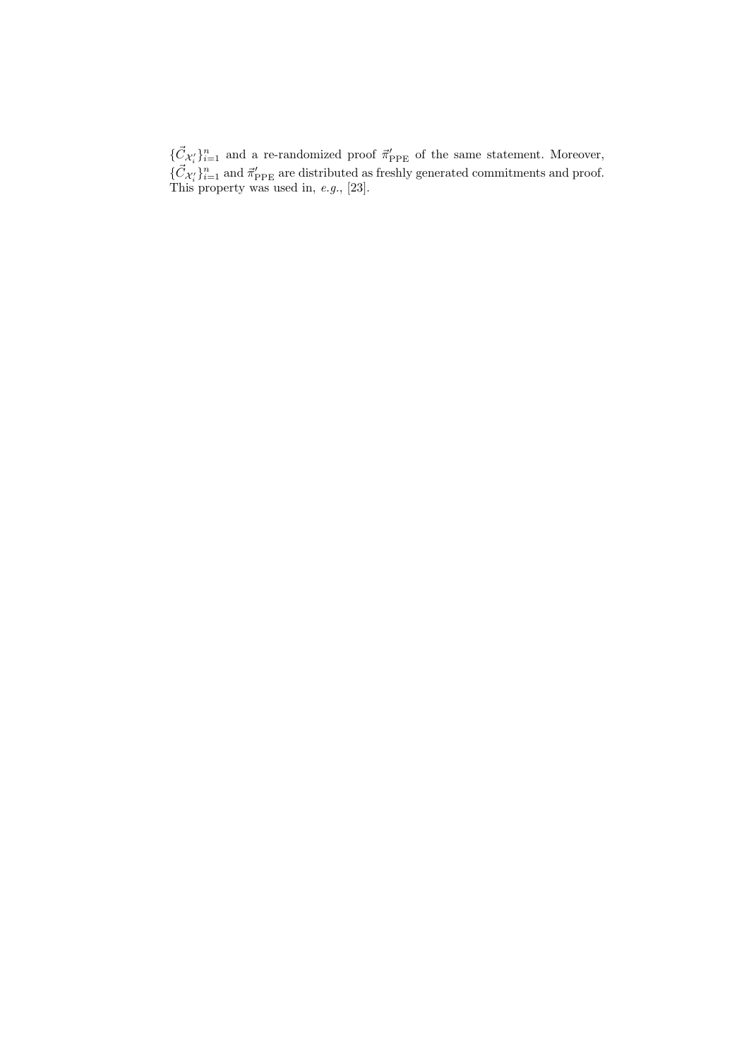$\{\vec{C}_{\mathcal{X}'_i}\}_{i=1}^{n}$ and a re-randomized proof $\vec{\pi}'_{\mathrm{PPE}}$ of the same statement. Moreover, $\{\vec{C}_{\mathcal{X}'_i}\}_{i=1}^{n}$ and $\vec{\pi}'_{\mathrm{PPE}}$ are distributed as freshly generated commitments and proof. This property was used in, *e.g.*, [23].